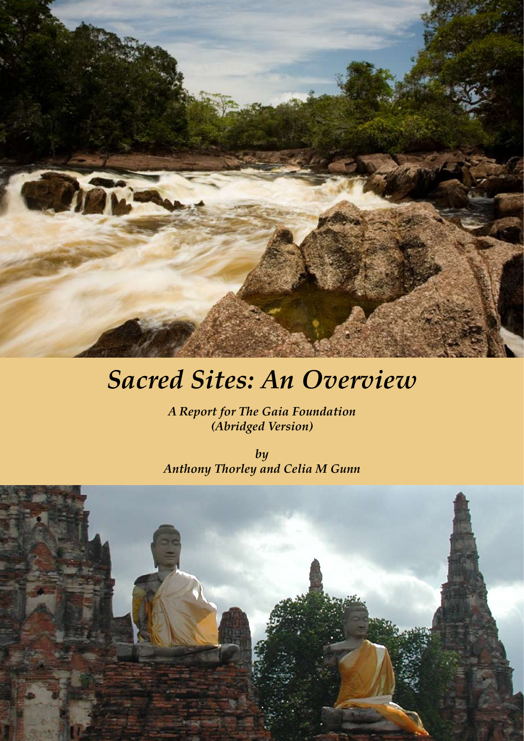# *Sacred Sites: An Overview*

***A Report for The Gaia Foundation (Abridged Version)***

***by***
***Anthony Thorley and Celia M Gunn***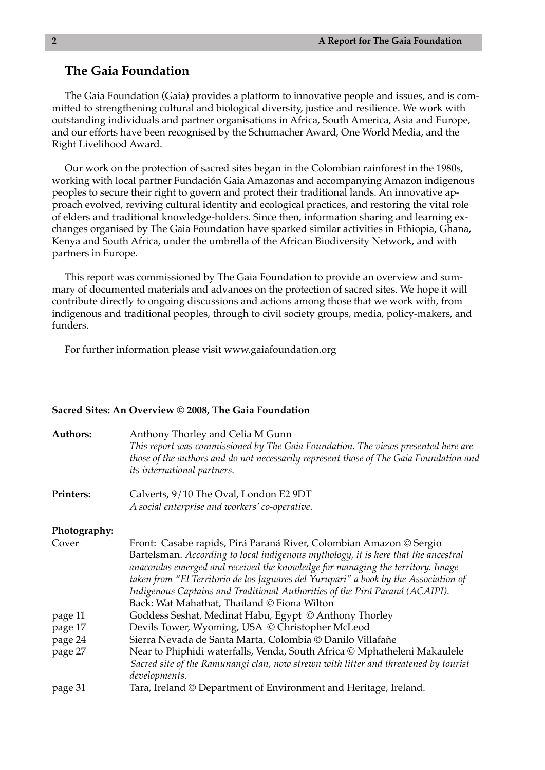## The Gaia Foundation

The Gaia Foundation (Gaia) provides a platform to innovative people and issues, and is committed to strengthening cultural and biological diversity, justice and resilience. We work with outstanding individuals and partner organisations in Africa, South America, Asia and Europe, and our efforts have been recognised by the Schumacher Award, One World Media, and the Right Livelihood Award.

Our work on the protection of sacred sites began in the Colombian rainforest in the 1980s, working with local partner Fundación Gaia Amazonas and accompanying Amazon indigenous peoples to secure their right to govern and protect their traditional lands. An innovative approach evolved, reviving cultural identity and ecological practices, and restoring the vital role of elders and traditional knowledge-holders. Since then, information sharing and learning exchanges organised by The Gaia Foundation have sparked similar activities in Ethiopia, Ghana, Kenya and South Africa, under the umbrella of the African Biodiversity Network, and with partners in Europe.

This report was commissioned by The Gaia Foundation to provide an overview and summary of documented materials and advances on the protection of sacred sites. We hope it will contribute directly to ongoing discussions and actions among those that we work with, from indigenous and traditional peoples, through to civil society groups, media, policy-makers, and funders.

For further information please visit www.gaiafoundation.org

**Sacred Sites: An Overview © 2008, The Gaia Foundation**

**Authors:** Anthony Thorley and Celia M Gunn
*This report was commissioned by The Gaia Foundation. The views presented here are those of the authors and do not necessarily represent those of The Gaia Foundation and its international partners.*

**Printers:** Calverts, 9/10 The Oval, London E2 9DT
*A social enterprise and workers' co-operative*.

**Photography:**

| | |
|---|---|
| Cover | Front: Casabe rapids, Pirá Paraná River, Colombian Amazon © Sergio Bartelsman. *According to local indigenous mythology, it is here that the ancestral anacondas emerged and received the knowledge for managing the territory. Image taken from "El Territorio de los Jaguares del Yurupari" a book by the Association of Indigenous Captains and Traditional Authorities of the Pirá Paraná (ACAIPI).* Back: Wat Mahathat, Thailand © Fiona Wilton |
| page 11 | Goddess Seshat, Medinat Habu, Egypt © Anthony Thorley |
| page 17 | Devils Tower, Wyoming, USA © Christopher McLeod |
| page 24 | Sierra Nevada de Santa Marta, Colombia © Danilo Villafañe |
| page 27 | Near to Phiphidi waterfalls, Venda, South Africa © Mphatheleni Makaulele *Sacred site of the Ramunangi clan, now strewn with litter and threatened by tourist developments.* |
| page 31 | Tara, Ireland © Department of Environment and Heritage, Ireland. |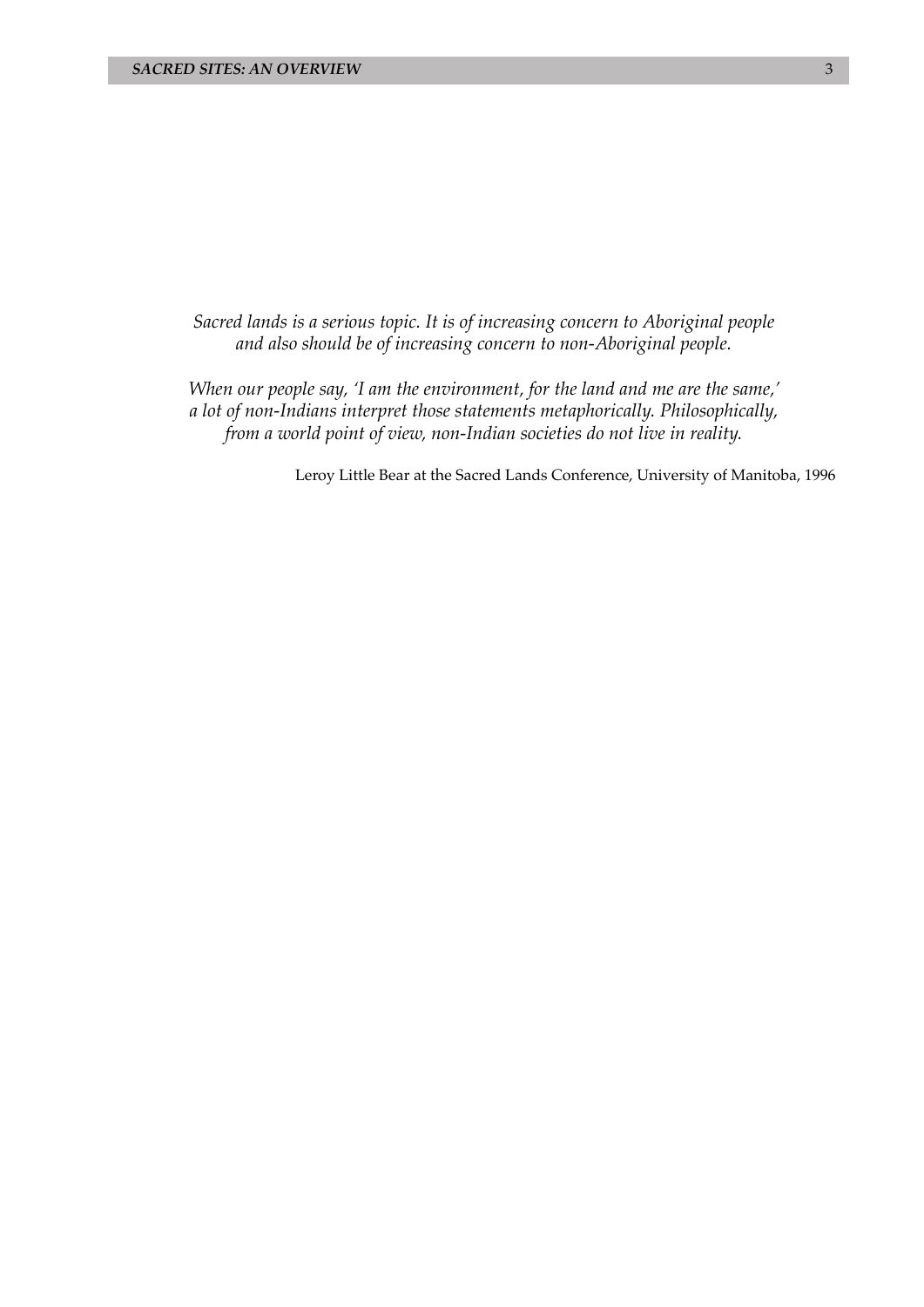*Sacred lands is a serious topic. It is of increasing concern to Aboriginal people and also should be of increasing concern to non-Aboriginal people.*

*When our people say, 'I am the environment, for the land and me are the same,' a lot of non-Indians interpret those statements metaphorically. Philosophically, from a world point of view, non-Indian societies do not live in reality.*

Leroy Little Bear at the Sacred Lands Conference, University of Manitoba, 1996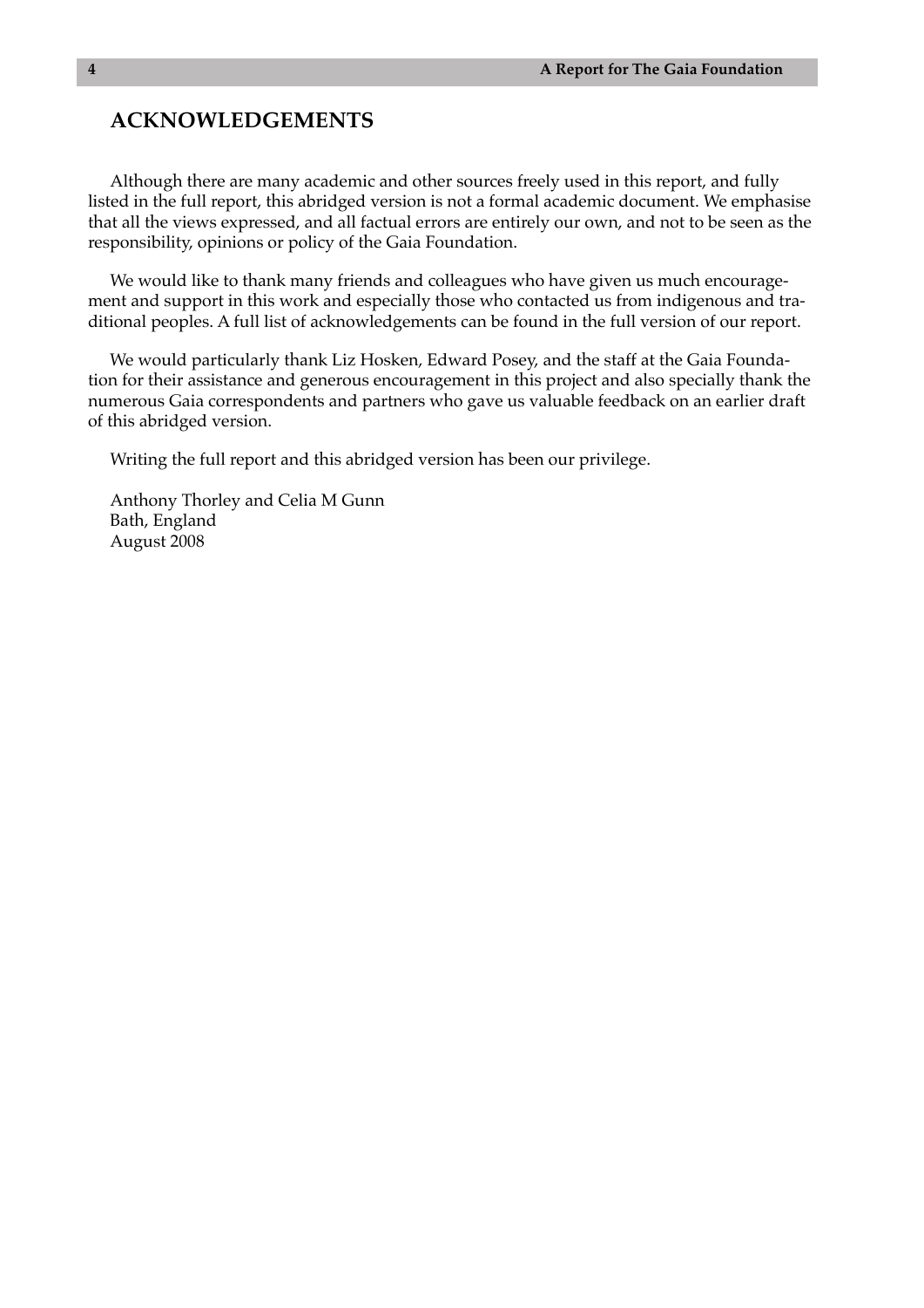## ACKNOWLEDGEMENTS

Although there are many academic and other sources freely used in this report, and fully listed in the full report, this abridged version is not a formal academic document. We emphasise that all the views expressed, and all factual errors are entirely our own, and not to be seen as the responsibility, opinions or policy of the Gaia Foundation.

We would like to thank many friends and colleagues who have given us much encouragement and support in this work and especially those who contacted us from indigenous and traditional peoples. A full list of acknowledgements can be found in the full version of our report.

We would particularly thank Liz Hosken, Edward Posey, and the staff at the Gaia Foundation for their assistance and generous encouragement in this project and also specially thank the numerous Gaia correspondents and partners who gave us valuable feedback on an earlier draft of this abridged version.

Writing the full report and this abridged version has been our privilege.

Anthony Thorley and Celia M Gunn
Bath, England
August 2008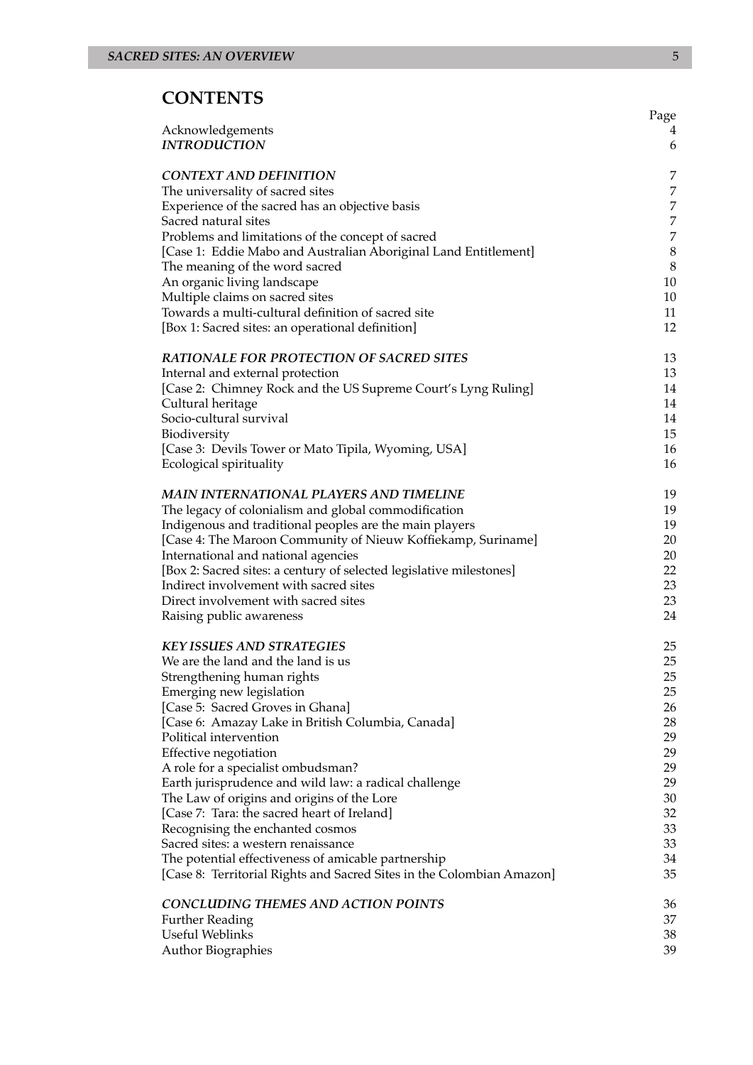## CONTENTS

| | Page |
|---|---|
| Acknowledgements | 4 |
| ***INTRODUCTION*** | 6 |
| | |
| ***CONTEXT AND DEFINITION*** | 7 |
| The universality of sacred sites | 7 |
| Experience of the sacred has an objective basis | 7 |
| Sacred natural sites | 7 |
| Problems and limitations of the concept of sacred | 7 |
| [Case 1: Eddie Mabo and Australian Aboriginal Land Entitlement] | 8 |
| The meaning of the word sacred | 8 |
| An organic living landscape | 10 |
| Multiple claims on sacred sites | 10 |
| Towards a multi-cultural definition of sacred site | 11 |
| [Box 1: Sacred sites: an operational definition] | 12 |
| | |
| ***RATIONALE FOR PROTECTION OF SACRED SITES*** | 13 |
| Internal and external protection | 13 |
| [Case 2: Chimney Rock and the US Supreme Court's Lyng Ruling] | 14 |
| Cultural heritage | 14 |
| Socio-cultural survival | 14 |
| Biodiversity | 15 |
| [Case 3: Devils Tower or Mato Tipila, Wyoming, USA] | 16 |
| Ecological spirituality | 16 |
| | |
| ***MAIN INTERNATIONAL PLAYERS AND TIMELINE*** | 19 |
| The legacy of colonialism and global commodification | 19 |
| Indigenous and traditional peoples are the main players | 19 |
| [Case 4: The Maroon Community of Nieuw Koffiekamp, Suriname] | 20 |
| International and national agencies | 20 |
| [Box 2: Sacred sites: a century of selected legislative milestones] | 22 |
| Indirect involvement with sacred sites | 23 |
| Direct involvement with sacred sites | 23 |
| Raising public awareness | 24 |
| | |
| ***KEY ISSUES AND STRATEGIES*** | 25 |
| We are the land and the land is us | 25 |
| Strengthening human rights | 25 |
| Emerging new legislation | 25 |
| [Case 5: Sacred Groves in Ghana] | 26 |
| [Case 6: Amazay Lake in British Columbia, Canada] | 28 |
| Political intervention | 29 |
| Effective negotiation | 29 |
| A role for a specialist ombudsman? | 29 |
| Earth jurisprudence and wild law: a radical challenge | 29 |
| The Law of origins and origins of the Lore | 30 |
| [Case 7: Tara: the sacred heart of Ireland] | 32 |
| Recognising the enchanted cosmos | 33 |
| Sacred sites: a western renaissance | 33 |
| The potential effectiveness of amicable partnership | 34 |
| [Case 8: Territorial Rights and Sacred Sites in the Colombian Amazon] | 35 |
| | |
| ***CONCLUDING THEMES AND ACTION POINTS*** | 36 |
| Further Reading | 37 |
| Useful Weblinks | 38 |
| Author Biographies | 39 |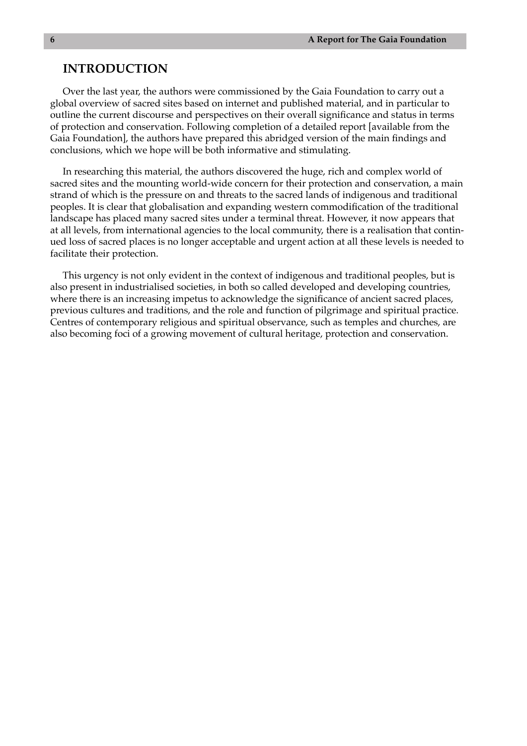## INTRODUCTION

Over the last year, the authors were commissioned by the Gaia Foundation to carry out a global overview of sacred sites based on internet and published material, and in particular to outline the current discourse and perspectives on their overall significance and status in terms of protection and conservation. Following completion of a detailed report [available from the Gaia Foundation], the authors have prepared this abridged version of the main findings and conclusions, which we hope will be both informative and stimulating.

In researching this material, the authors discovered the huge, rich and complex world of sacred sites and the mounting world-wide concern for their protection and conservation, a main strand of which is the pressure on and threats to the sacred lands of indigenous and traditional peoples. It is clear that globalisation and expanding western commodification of the traditional landscape has placed many sacred sites under a terminal threat. However, it now appears that at all levels, from international agencies to the local community, there is a realisation that continued loss of sacred places is no longer acceptable and urgent action at all these levels is needed to facilitate their protection.

This urgency is not only evident in the context of indigenous and traditional peoples, but is also present in industrialised societies, in both so called developed and developing countries, where there is an increasing impetus to acknowledge the significance of ancient sacred places, previous cultures and traditions, and the role and function of pilgrimage and spiritual practice. Centres of contemporary religious and spiritual observance, such as temples and churches, are also becoming foci of a growing movement of cultural heritage, protection and conservation.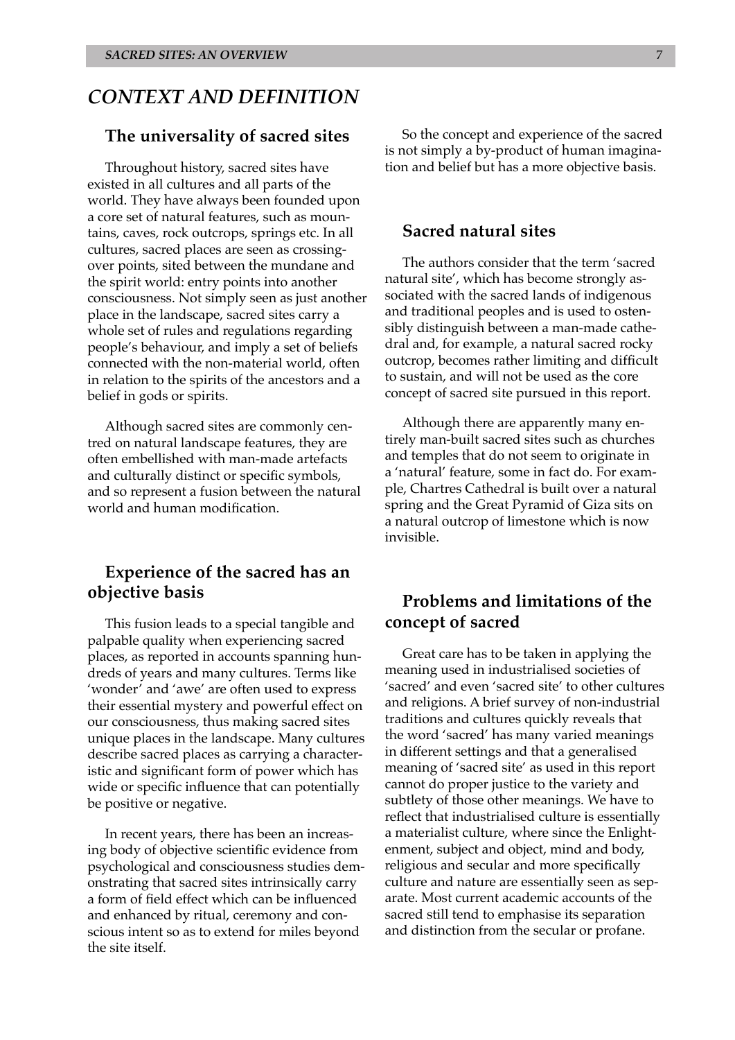# CONTEXT AND DEFINITION

## The universality of sacred sites

Throughout history, sacred sites have existed in all cultures and all parts of the world. They have always been founded upon a core set of natural features, such as mountains, caves, rock outcrops, springs etc. In all cultures, sacred places are seen as crossing-over points, sited between the mundane and the spirit world: entry points into another consciousness. Not simply seen as just another place in the landscape, sacred sites carry a whole set of rules and regulations regarding people's behaviour, and imply a set of beliefs connected with the non-material world, often in relation to the spirits of the ancestors and a belief in gods or spirits.

Although sacred sites are commonly centred on natural landscape features, they are often embellished with man-made artefacts and culturally distinct or specific symbols, and so represent a fusion between the natural world and human modification.

## Experience of the sacred has an objective basis

This fusion leads to a special tangible and palpable quality when experiencing sacred places, as reported in accounts spanning hundreds of years and many cultures. Terms like 'wonder' and 'awe' are often used to express their essential mystery and powerful effect on our consciousness, thus making sacred sites unique places in the landscape. Many cultures describe sacred places as carrying a characteristic and significant form of power which has wide or specific influence that can potentially be positive or negative.

In recent years, there has been an increasing body of objective scientific evidence from psychological and consciousness studies demonstrating that sacred sites intrinsically carry a form of field effect which can be influenced and enhanced by ritual, ceremony and conscious intent so as to extend for miles beyond the site itself.

So the concept and experience of the sacred is not simply a by-product of human imagination and belief but has a more objective basis.

## Sacred natural sites

The authors consider that the term 'sacred natural site', which has become strongly associated with the sacred lands of indigenous and traditional peoples and is used to ostensibly distinguish between a man-made cathedral and, for example, a natural sacred rocky outcrop, becomes rather limiting and difficult to sustain, and will not be used as the core concept of sacred site pursued in this report.

Although there are apparently many entirely man-built sacred sites such as churches and temples that do not seem to originate in a 'natural' feature, some in fact do. For example, Chartres Cathedral is built over a natural spring and the Great Pyramid of Giza sits on a natural outcrop of limestone which is now invisible.

## Problems and limitations of the concept of sacred

Great care has to be taken in applying the meaning used in industrialised societies of 'sacred' and even 'sacred site' to other cultures and religions. A brief survey of non-industrial traditions and cultures quickly reveals that the word 'sacred' has many varied meanings in different settings and that a generalised meaning of 'sacred site' as used in this report cannot do proper justice to the variety and subtlety of those other meanings. We have to reflect that industrialised culture is essentially a materialist culture, where since the Enlightenment, subject and object, mind and body, religious and secular and more specifically culture and nature are essentially seen as separate. Most current academic accounts of the sacred still tend to emphasise its separation and distinction from the secular or profane.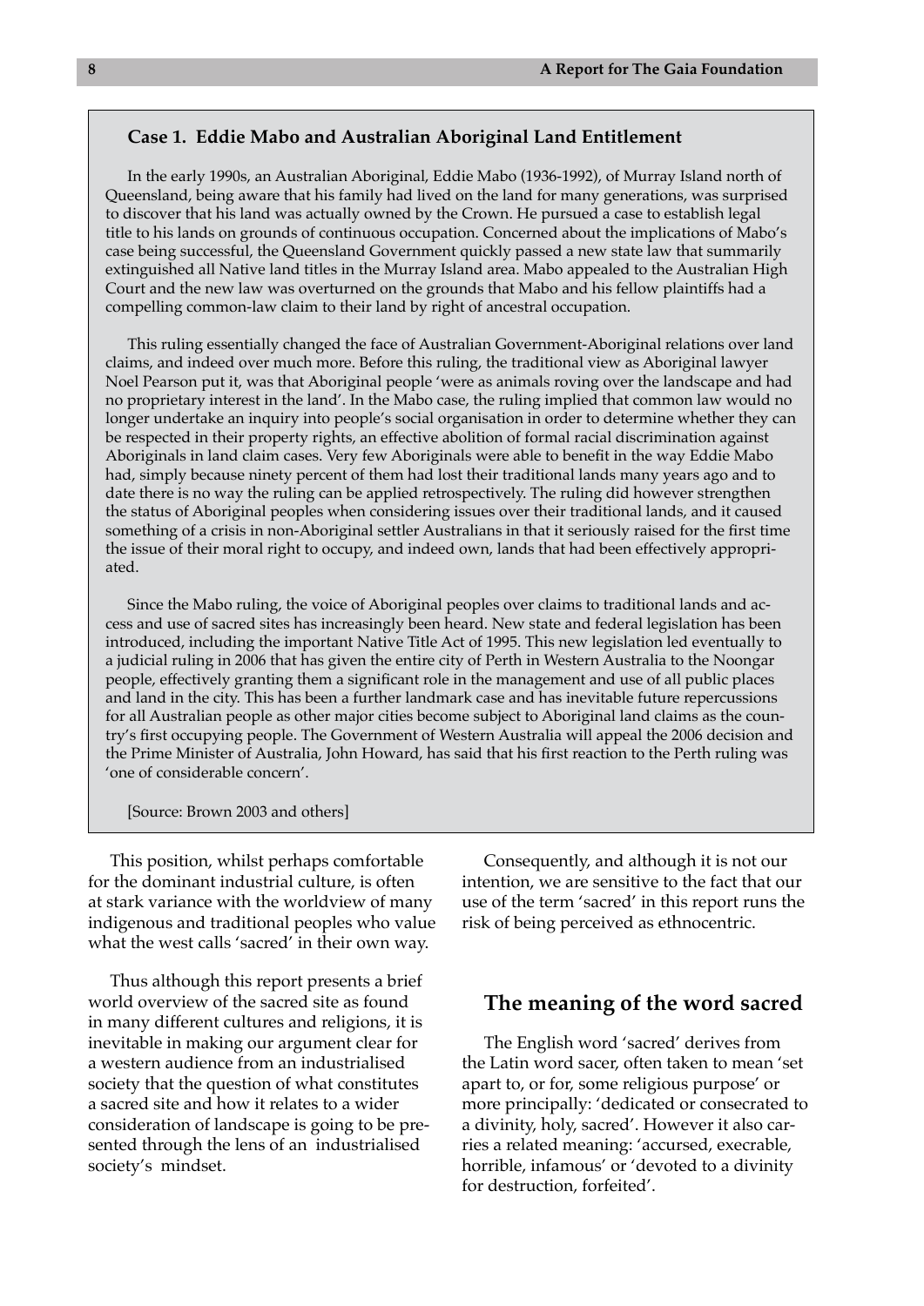### Case 1. Eddie Mabo and Australian Aboriginal Land Entitlement

In the early 1990s, an Australian Aboriginal, Eddie Mabo (1936-1992), of Murray Island north of Queensland, being aware that his family had lived on the land for many generations, was surprised to discover that his land was actually owned by the Crown. He pursued a case to establish legal title to his lands on grounds of continuous occupation. Concerned about the implications of Mabo's case being successful, the Queensland Government quickly passed a new state law that summarily extinguished all Native land titles in the Murray Island area. Mabo appealed to the Australian High Court and the new law was overturned on the grounds that Mabo and his fellow plaintiffs had a compelling common-law claim to their land by right of ancestral occupation.

This ruling essentially changed the face of Australian Government-Aboriginal relations over land claims, and indeed over much more. Before this ruling, the traditional view as Aboriginal lawyer Noel Pearson put it, was that Aboriginal people 'were as animals roving over the landscape and had no proprietary interest in the land'. In the Mabo case, the ruling implied that common law would no longer undertake an inquiry into people's social organisation in order to determine whether they can be respected in their property rights, an effective abolition of formal racial discrimination against Aboriginals in land claim cases. Very few Aboriginals were able to benefit in the way Eddie Mabo had, simply because ninety percent of them had lost their traditional lands many years ago and to date there is no way the ruling can be applied retrospectively. The ruling did however strengthen the status of Aboriginal peoples when considering issues over their traditional lands, and it caused something of a crisis in non-Aboriginal settler Australians in that it seriously raised for the first time the issue of their moral right to occupy, and indeed own, lands that had been effectively appropriated.

Since the Mabo ruling, the voice of Aboriginal peoples over claims to traditional lands and access and use of sacred sites has increasingly been heard. New state and federal legislation has been introduced, including the important Native Title Act of 1995. This new legislation led eventually to a judicial ruling in 2006 that has given the entire city of Perth in Western Australia to the Noongar people, effectively granting them a significant role in the management and use of all public places and land in the city. This has been a further landmark case and has inevitable future repercussions for all Australian people as other major cities become subject to Aboriginal land claims as the country's first occupying people. The Government of Western Australia will appeal the 2006 decision and the Prime Minister of Australia, John Howard, has said that his first reaction to the Perth ruling was 'one of considerable concern'.

[Source: Brown 2003 and others]

This position, whilst perhaps comfortable for the dominant industrial culture, is often at stark variance with the worldview of many indigenous and traditional peoples who value what the west calls 'sacred' in their own way.

Thus although this report presents a brief world overview of the sacred site as found in many different cultures and religions, it is inevitable in making our argument clear for a western audience from an industrialised society that the question of what constitutes a sacred site and how it relates to a wider consideration of landscape is going to be presented through the lens of an industrialised society's mindset.

Consequently, and although it is not our intention, we are sensitive to the fact that our use of the term 'sacred' in this report runs the risk of being perceived as ethnocentric.

## The meaning of the word sacred

The English word 'sacred' derives from the Latin word sacer, often taken to mean 'set apart to, or for, some religious purpose' or more principally: 'dedicated or consecrated to a divinity, holy, sacred'. However it also carries a related meaning: 'accursed, execrable, horrible, infamous' or 'devoted to a divinity for destruction, forfeited'.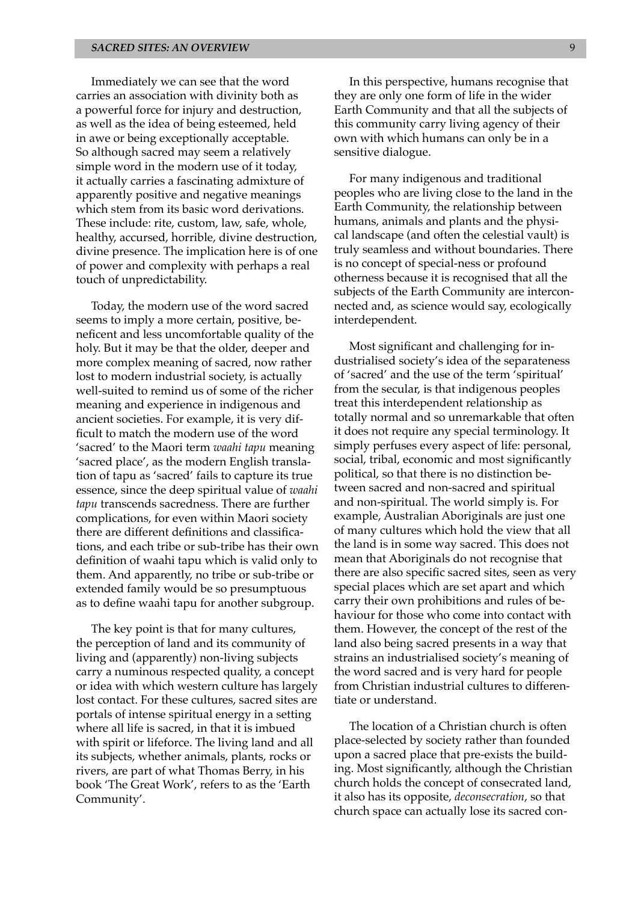Immediately we can see that the word carries an association with divinity both as a powerful force for injury and destruction, as well as the idea of being esteemed, held in awe or being exceptionally acceptable. So although sacred may seem a relatively simple word in the modern use of it today, it actually carries a fascinating admixture of apparently positive and negative meanings which stem from its basic word derivations. These include: rite, custom, law, safe, whole, healthy, accursed, horrible, divine destruction, divine presence. The implication here is of one of power and complexity with perhaps a real touch of unpredictability.

Today, the modern use of the word sacred seems to imply a more certain, positive, beneficent and less uncomfortable quality of the holy. But it may be that the older, deeper and more complex meaning of sacred, now rather lost to modern industrial society, is actually well-suited to remind us of some of the richer meaning and experience in indigenous and ancient societies. For example, it is very difficult to match the modern use of the word 'sacred' to the Maori term *waahi tapu* meaning 'sacred place', as the modern English translation of tapu as 'sacred' fails to capture its true essence, since the deep spiritual value of *waahi tapu* transcends sacredness. There are further complications, for even within Maori society there are different definitions and classifications, and each tribe or sub-tribe has their own definition of waahi tapu which is valid only to them. And apparently, no tribe or sub-tribe or extended family would be so presumptuous as to define waahi tapu for another subgroup.

The key point is that for many cultures, the perception of land and its community of living and (apparently) non-living subjects carry a numinous respected quality, a concept or idea with which western culture has largely lost contact. For these cultures, sacred sites are portals of intense spiritual energy in a setting where all life is sacred, in that it is imbued with spirit or lifeforce. The living land and all its subjects, whether animals, plants, rocks or rivers, are part of what Thomas Berry, in his book 'The Great Work', refers to as the 'Earth Community'.

In this perspective, humans recognise that they are only one form of life in the wider Earth Community and that all the subjects of this community carry living agency of their own with which humans can only be in a sensitive dialogue.

For many indigenous and traditional peoples who are living close to the land in the Earth Community, the relationship between humans, animals and plants and the physical landscape (and often the celestial vault) is truly seamless and without boundaries. There is no concept of special-ness or profound otherness because it is recognised that all the subjects of the Earth Community are interconnected and, as science would say, ecologically interdependent.

Most significant and challenging for industrialised society's idea of the separateness of 'sacred' and the use of the term 'spiritual' from the secular, is that indigenous peoples treat this interdependent relationship as totally normal and so unremarkable that often it does not require any special terminology. It simply perfuses every aspect of life: personal, social, tribal, economic and most significantly political, so that there is no distinction between sacred and non-sacred and spiritual and non-spiritual. The world simply is. For example, Australian Aboriginals are just one of many cultures which hold the view that all the land is in some way sacred. This does not mean that Aboriginals do not recognise that there are also specific sacred sites, seen as very special places which are set apart and which carry their own prohibitions and rules of behaviour for those who come into contact with them. However, the concept of the rest of the land also being sacred presents in a way that strains an industrialised society's meaning of the word sacred and is very hard for people from Christian industrial cultures to differentiate or understand.

The location of a Christian church is often place-selected by society rather than founded upon a sacred place that pre-exists the building. Most significantly, although the Christian church holds the concept of consecrated land, it also has its opposite, *deconsecration*, so that church space can actually lose its sacred con-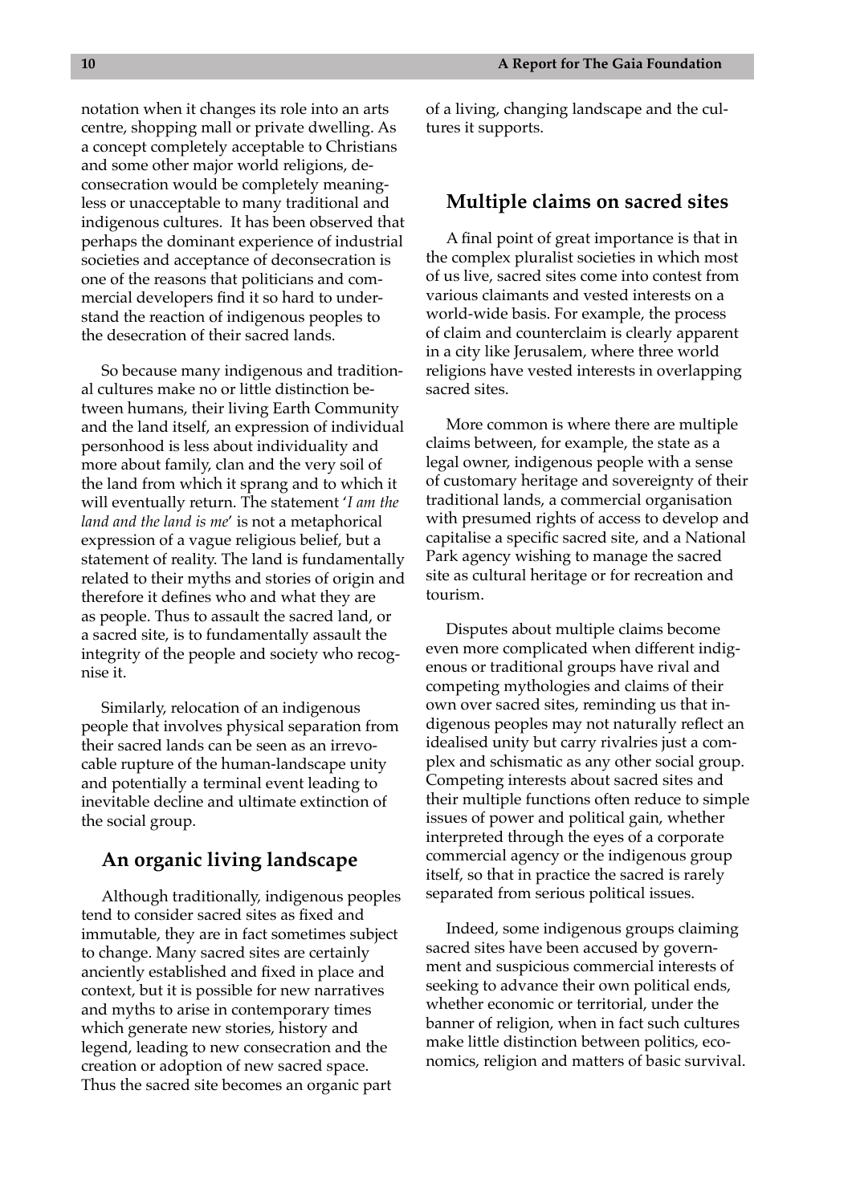notation when it changes its role into an arts centre, shopping mall or private dwelling. As a concept completely acceptable to Christians and some other major world religions, deconsecration would be completely meaningless or unacceptable to many traditional and indigenous cultures. It has been observed that perhaps the dominant experience of industrial societies and acceptance of deconsecration is one of the reasons that politicians and commercial developers find it so hard to understand the reaction of indigenous peoples to the desecration of their sacred lands.

So because many indigenous and traditional cultures make no or little distinction between humans, their living Earth Community and the land itself, an expression of individual personhood is less about individuality and more about family, clan and the very soil of the land from which it sprang and to which it will eventually return. The statement '*I am the land and the land is me*' is not a metaphorical expression of a vague religious belief, but a statement of reality. The land is fundamentally related to their myths and stories of origin and therefore it defines who and what they are as people. Thus to assault the sacred land, or a sacred site, is to fundamentally assault the integrity of the people and society who recognise it.

Similarly, relocation of an indigenous people that involves physical separation from their sacred lands can be seen as an irrevocable rupture of the human-landscape unity and potentially a terminal event leading to inevitable decline and ultimate extinction of the social group.

## An organic living landscape

Although traditionally, indigenous peoples tend to consider sacred sites as fixed and immutable, they are in fact sometimes subject to change. Many sacred sites are certainly anciently established and fixed in place and context, but it is possible for new narratives and myths to arise in contemporary times which generate new stories, history and legend, leading to new consecration and the creation or adoption of new sacred space. Thus the sacred site becomes an organic part of a living, changing landscape and the cultures it supports.

## Multiple claims on sacred sites

A final point of great importance is that in the complex pluralist societies in which most of us live, sacred sites come into contest from various claimants and vested interests on a world-wide basis. For example, the process of claim and counterclaim is clearly apparent in a city like Jerusalem, where three world religions have vested interests in overlapping sacred sites.

More common is where there are multiple claims between, for example, the state as a legal owner, indigenous people with a sense of customary heritage and sovereignty of their traditional lands, a commercial organisation with presumed rights of access to develop and capitalise a specific sacred site, and a National Park agency wishing to manage the sacred site as cultural heritage or for recreation and tourism.

Disputes about multiple claims become even more complicated when different indigenous or traditional groups have rival and competing mythologies and claims of their own over sacred sites, reminding us that indigenous peoples may not naturally reflect an idealised unity but carry rivalries just a complex and schismatic as any other social group. Competing interests about sacred sites and their multiple functions often reduce to simple issues of power and political gain, whether interpreted through the eyes of a corporate commercial agency or the indigenous group itself, so that in practice the sacred is rarely separated from serious political issues.

Indeed, some indigenous groups claiming sacred sites have been accused by government and suspicious commercial interests of seeking to advance their own political ends, whether economic or territorial, under the banner of religion, when in fact such cultures make little distinction between politics, economics, religion and matters of basic survival.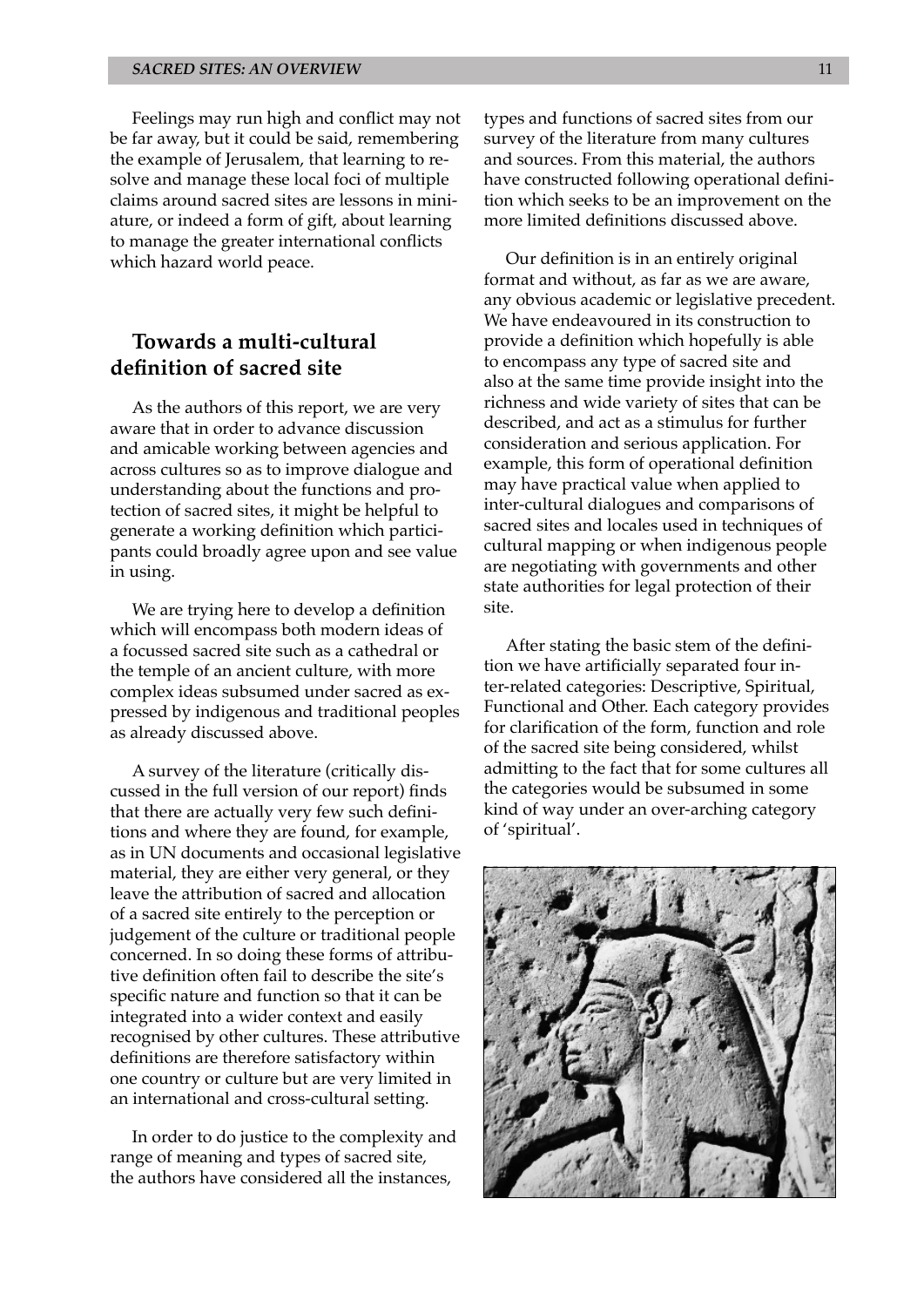Feelings may run high and conflict may not be far away, but it could be said, remembering the example of Jerusalem, that learning to resolve and manage these local foci of multiple claims around sacred sites are lessons in miniature, or indeed a form of gift, about learning to manage the greater international conflicts which hazard world peace.

## Towards a multi-cultural definition of sacred site

As the authors of this report, we are very aware that in order to advance discussion and amicable working between agencies and across cultures so as to improve dialogue and understanding about the functions and protection of sacred sites, it might be helpful to generate a working definition which participants could broadly agree upon and see value in using.

We are trying here to develop a definition which will encompass both modern ideas of a focussed sacred site such as a cathedral or the temple of an ancient culture, with more complex ideas subsumed under sacred as expressed by indigenous and traditional peoples as already discussed above.

A survey of the literature (critically discussed in the full version of our report) finds that there are actually very few such definitions and where they are found, for example, as in UN documents and occasional legislative material, they are either very general, or they leave the attribution of sacred and allocation of a sacred site entirely to the perception or judgement of the culture or traditional people concerned. In so doing these forms of attributive definition often fail to describe the site's specific nature and function so that it can be integrated into a wider context and easily recognised by other cultures. These attributive definitions are therefore satisfactory within one country or culture but are very limited in an international and cross-cultural setting.

In order to do justice to the complexity and range of meaning and types of sacred site, the authors have considered all the instances, types and functions of sacred sites from our survey of the literature from many cultures and sources. From this material, the authors have constructed following operational definition which seeks to be an improvement on the more limited definitions discussed above.

Our definition is in an entirely original format and without, as far as we are aware, any obvious academic or legislative precedent. We have endeavoured in its construction to provide a definition which hopefully is able to encompass any type of sacred site and also at the same time provide insight into the richness and wide variety of sites that can be described, and act as a stimulus for further consideration and serious application. For example, this form of operational definition may have practical value when applied to inter-cultural dialogues and comparisons of sacred sites and locales used in techniques of cultural mapping or when indigenous people are negotiating with governments and other state authorities for legal protection of their site.

After stating the basic stem of the definition we have artificially separated four inter-related categories: Descriptive, Spiritual, Functional and Other. Each category provides for clarification of the form, function and role of the sacred site being considered, whilst admitting to the fact that for some cultures all the categories would be subsumed in some kind of way under an over-arching category of 'spiritual'.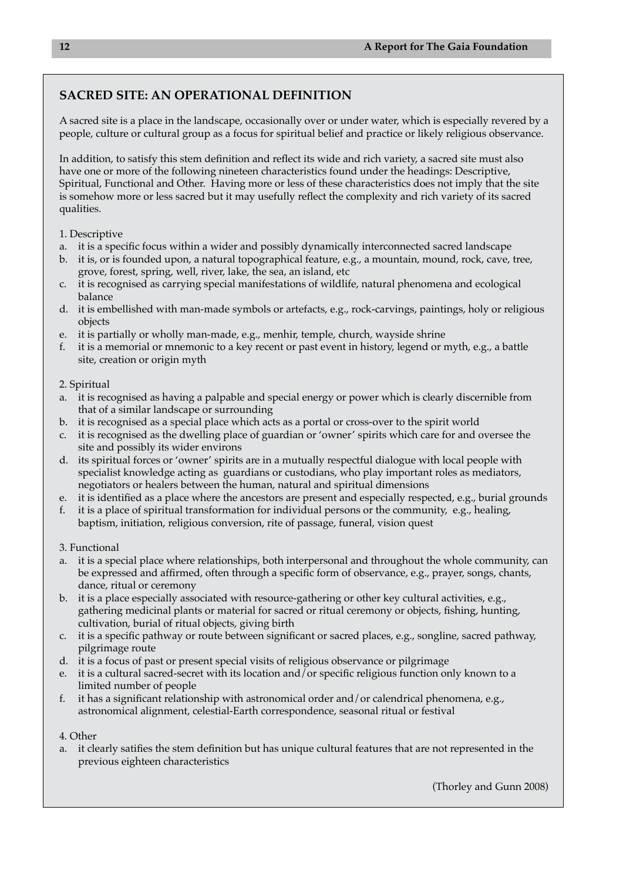## SACRED SITE: AN OPERATIONAL DEFINITION

A sacred site is a place in the landscape, occasionally over or under water, which is especially revered by a people, culture or cultural group as a focus for spiritual belief and practice or likely religious observance.

In addition, to satisfy this stem definition and reflect its wide and rich variety, a sacred site must also have one or more of the following nineteen characteristics found under the headings: Descriptive, Spiritual, Functional and Other. Having more or less of these characteristics does not imply that the site is somehow more or less sacred but it may usefully reflect the complexity and rich variety of its sacred qualities.

1. Descriptive
   a. it is a specific focus within a wider and possibly dynamically interconnected sacred landscape
   b. it is, or is founded upon, a natural topographical feature, e.g., a mountain, mound, rock, cave, tree, grove, forest, spring, well, river, lake, the sea, an island, etc
   c. it is recognised as carrying special manifestations of wildlife, natural phenomena and ecological balance
   d. it is embellished with man-made symbols or artefacts, e.g., rock-carvings, paintings, holy or religious objects
   e. it is partially or wholly man-made, e.g., menhir, temple, church, wayside shrine
   f. it is a memorial or mnemonic to a key recent or past event in history, legend or myth, e.g., a battle site, creation or origin myth

2. Spiritual
   a. it is recognised as having a palpable and special energy or power which is clearly discernible from that of a similar landscape or surrounding
   b. it is recognised as a special place which acts as a portal or cross-over to the spirit world
   c. it is recognised as the dwelling place of guardian or 'owner' spirits which care for and oversee the site and possibly its wider environs
   d. its spiritual forces or 'owner' spirits are in a mutually respectful dialogue with local people with specialist knowledge acting as guardians or custodians, who play important roles as mediators, negotiators or healers between the human, natural and spiritual dimensions
   e. it is identified as a place where the ancestors are present and especially respected, e.g., burial grounds
   f. it is a place of spiritual transformation for individual persons or the community, e.g., healing, baptism, initiation, religious conversion, rite of passage, funeral, vision quest

3. Functional
   a. it is a special place where relationships, both interpersonal and throughout the whole community, can be expressed and affirmed, often through a specific form of observance, e.g., prayer, songs, chants, dance, ritual or ceremony
   b. it is a place especially associated with resource-gathering or other key cultural activities, e.g., gathering medicinal plants or material for sacred or ritual ceremony or objects, fishing, hunting, cultivation, burial of ritual objects, giving birth
   c. it is a specific pathway or route between significant or sacred places, e.g., songline, sacred pathway, pilgrimage route
   d. it is a focus of past or present special visits of religious observance or pilgrimage
   e. it is a cultural sacred-secret with its location and/or specific religious function only known to a limited number of people
   f. it has a significant relationship with astronomical order and/or calendrical phenomena, e.g., astronomical alignment, celestial-Earth correspondence, seasonal ritual or festival

4. Other
   a. it clearly satifies the stem definition but has unique cultural features that are not represented in the previous eighteen characteristics

(Thorley and Gunn 2008)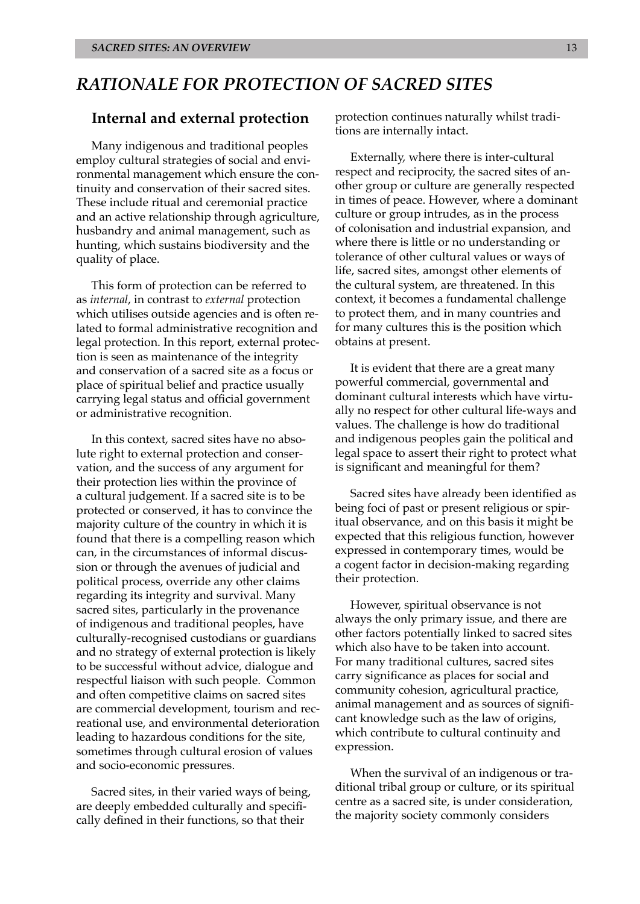## *RATIONALE FOR PROTECTION OF SACRED SITES*

### Internal and external protection

Many indigenous and traditional peoples employ cultural strategies of social and environmental management which ensure the continuity and conservation of their sacred sites. These include ritual and ceremonial practice and an active relationship through agriculture, husbandry and animal management, such as hunting, which sustains biodiversity and the quality of place.

This form of protection can be referred to as *internal*, in contrast to *external* protection which utilises outside agencies and is often related to formal administrative recognition and legal protection. In this report, external protection is seen as maintenance of the integrity and conservation of a sacred site as a focus or place of spiritual belief and practice usually carrying legal status and official government or administrative recognition.

In this context, sacred sites have no absolute right to external protection and conservation, and the success of any argument for their protection lies within the province of a cultural judgement. If a sacred site is to be protected or conserved, it has to convince the majority culture of the country in which it is found that there is a compelling reason which can, in the circumstances of informal discussion or through the avenues of judicial and political process, override any other claims regarding its integrity and survival. Many sacred sites, particularly in the provenance of indigenous and traditional peoples, have culturally-recognised custodians or guardians and no strategy of external protection is likely to be successful without advice, dialogue and respectful liaison with such people. Common and often competitive claims on sacred sites are commercial development, tourism and recreational use, and environmental deterioration leading to hazardous conditions for the site, sometimes through cultural erosion of values and socio-economic pressures.

Sacred sites, in their varied ways of being, are deeply embedded culturally and specifically defined in their functions, so that their protection continues naturally whilst traditions are internally intact.

Externally, where there is inter-cultural respect and reciprocity, the sacred sites of another group or culture are generally respected in times of peace. However, where a dominant culture or group intrudes, as in the process of colonisation and industrial expansion, and where there is little or no understanding or tolerance of other cultural values or ways of life, sacred sites, amongst other elements of the cultural system, are threatened. In this context, it becomes a fundamental challenge to protect them, and in many countries and for many cultures this is the position which obtains at present.

It is evident that there are a great many powerful commercial, governmental and dominant cultural interests which have virtually no respect for other cultural life-ways and values. The challenge is how do traditional and indigenous peoples gain the political and legal space to assert their right to protect what is significant and meaningful for them?

Sacred sites have already been identified as being foci of past or present religious or spiritual observance, and on this basis it might be expected that this religious function, however expressed in contemporary times, would be a cogent factor in decision-making regarding their protection.

However, spiritual observance is not always the only primary issue, and there are other factors potentially linked to sacred sites which also have to be taken into account. For many traditional cultures, sacred sites carry significance as places for social and community cohesion, agricultural practice, animal management and as sources of significant knowledge such as the law of origins, which contribute to cultural continuity and expression.

When the survival of an indigenous or traditional tribal group or culture, or its spiritual centre as a sacred site, is under consideration, the majority society commonly considers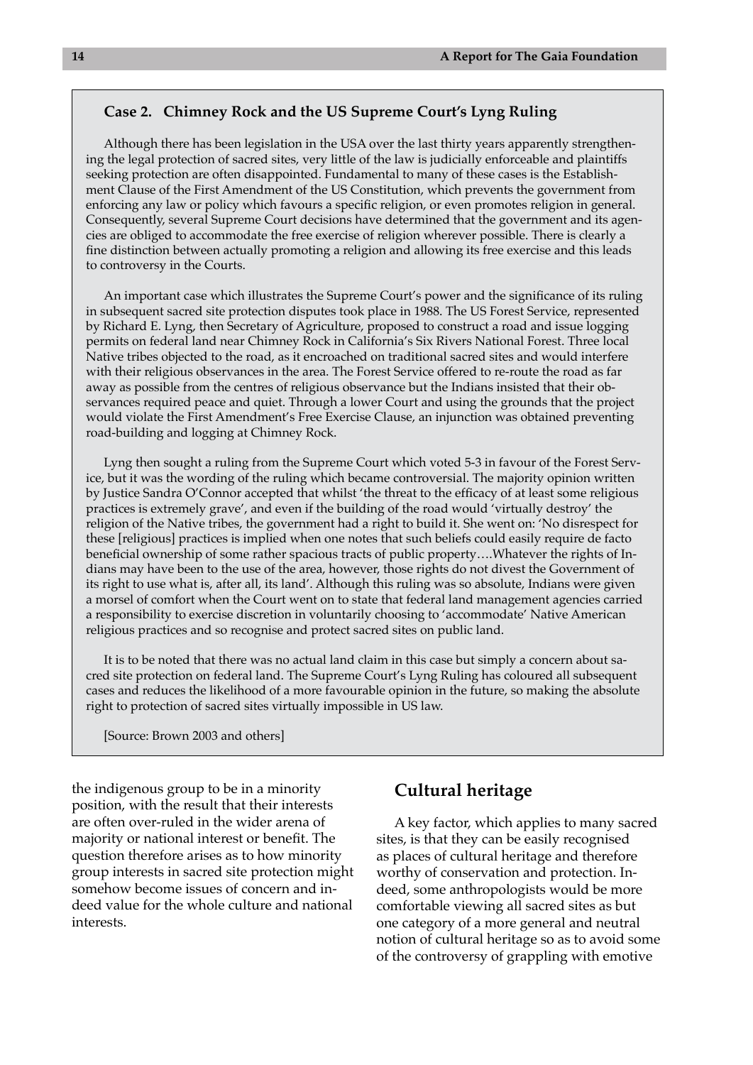### Case 2. Chimney Rock and the US Supreme Court's Lyng Ruling

Although there has been legislation in the USA over the last thirty years apparently strengthening the legal protection of sacred sites, very little of the law is judicially enforceable and plaintiffs seeking protection are often disappointed. Fundamental to many of these cases is the Establishment Clause of the First Amendment of the US Constitution, which prevents the government from enforcing any law or policy which favours a specific religion, or even promotes religion in general. Consequently, several Supreme Court decisions have determined that the government and its agencies are obliged to accommodate the free exercise of religion wherever possible. There is clearly a fine distinction between actually promoting a religion and allowing its free exercise and this leads to controversy in the Courts.

An important case which illustrates the Supreme Court's power and the significance of its ruling in subsequent sacred site protection disputes took place in 1988. The US Forest Service, represented by Richard E. Lyng, then Secretary of Agriculture, proposed to construct a road and issue logging permits on federal land near Chimney Rock in California's Six Rivers National Forest. Three local Native tribes objected to the road, as it encroached on traditional sacred sites and would interfere with their religious observances in the area. The Forest Service offered to re-route the road as far away as possible from the centres of religious observance but the Indians insisted that their observances required peace and quiet. Through a lower Court and using the grounds that the project would violate the First Amendment's Free Exercise Clause, an injunction was obtained preventing road-building and logging at Chimney Rock.

Lyng then sought a ruling from the Supreme Court which voted 5-3 in favour of the Forest Service, but it was the wording of the ruling which became controversial. The majority opinion written by Justice Sandra O'Connor accepted that whilst 'the threat to the efficacy of at least some religious practices is extremely grave', and even if the building of the road would 'virtually destroy' the religion of the Native tribes, the government had a right to build it. She went on: 'No disrespect for these [religious] practices is implied when one notes that such beliefs could easily require de facto beneficial ownership of some rather spacious tracts of public property….Whatever the rights of Indians may have been to the use of the area, however, those rights do not divest the Government of its right to use what is, after all, its land'. Although this ruling was so absolute, Indians were given a morsel of comfort when the Court went on to state that federal land management agencies carried a responsibility to exercise discretion in voluntarily choosing to 'accommodate' Native American religious practices and so recognise and protect sacred sites on public land.

It is to be noted that there was no actual land claim in this case but simply a concern about sacred site protection on federal land. The Supreme Court's Lyng Ruling has coloured all subsequent cases and reduces the likelihood of a more favourable opinion in the future, so making the absolute right to protection of sacred sites virtually impossible in US law.

[Source: Brown 2003 and others]

the indigenous group to be in a minority position, with the result that their interests are often over-ruled in the wider arena of majority or national interest or benefit. The question therefore arises as to how minority group interests in sacred site protection might somehow become issues of concern and indeed value for the whole culture and national interests.

## Cultural heritage

A key factor, which applies to many sacred sites, is that they can be easily recognised as places of cultural heritage and therefore worthy of conservation and protection. Indeed, some anthropologists would be more comfortable viewing all sacred sites as but one category of a more general and neutral notion of cultural heritage so as to avoid some of the controversy of grappling with emotive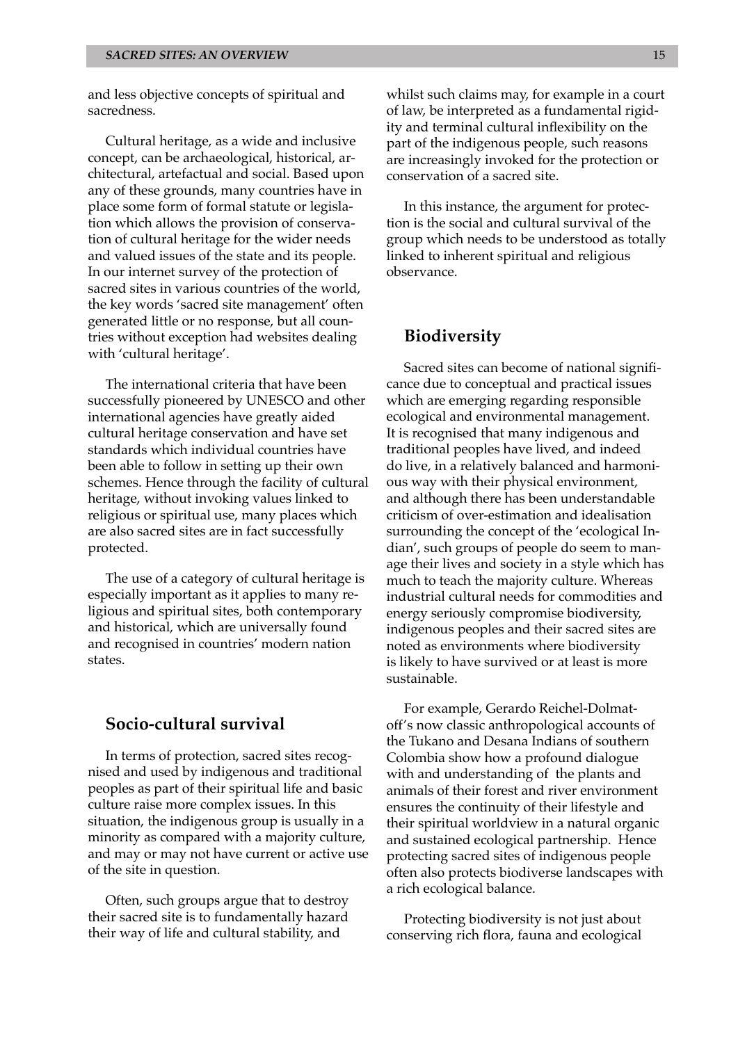and less objective concepts of spiritual and sacredness.

Cultural heritage, as a wide and inclusive concept, can be archaeological, historical, architectural, artefactual and social. Based upon any of these grounds, many countries have in place some form of formal statute or legislation which allows the provision of conservation of cultural heritage for the wider needs and valued issues of the state and its people. In our internet survey of the protection of sacred sites in various countries of the world, the key words 'sacred site management' often generated little or no response, but all countries without exception had websites dealing with 'cultural heritage'.

The international criteria that have been successfully pioneered by UNESCO and other international agencies have greatly aided cultural heritage conservation and have set standards which individual countries have been able to follow in setting up their own schemes. Hence through the facility of cultural heritage, without invoking values linked to religious or spiritual use, many places which are also sacred sites are in fact successfully protected.

The use of a category of cultural heritage is especially important as it applies to many religious and spiritual sites, both contemporary and historical, which are universally found and recognised in countries' modern nation states.

## Socio-cultural survival

In terms of protection, sacred sites recognised and used by indigenous and traditional peoples as part of their spiritual life and basic culture raise more complex issues. In this situation, the indigenous group is usually in a minority as compared with a majority culture, and may or may not have current or active use of the site in question.

Often, such groups argue that to destroy their sacred site is to fundamentally hazard their way of life and cultural stability, and whilst such claims may, for example in a court of law, be interpreted as a fundamental rigidity and terminal cultural inflexibility on the part of the indigenous people, such reasons are increasingly invoked for the protection or conservation of a sacred site.

In this instance, the argument for protection is the social and cultural survival of the group which needs to be understood as totally linked to inherent spiritual and religious observance.

## Biodiversity

Sacred sites can become of national significance due to conceptual and practical issues which are emerging regarding responsible ecological and environmental management. It is recognised that many indigenous and traditional peoples have lived, and indeed do live, in a relatively balanced and harmonious way with their physical environment, and although there has been understandable criticism of over-estimation and idealisation surrounding the concept of the 'ecological Indian', such groups of people do seem to manage their lives and society in a style which has much to teach the majority culture. Whereas industrial cultural needs for commodities and energy seriously compromise biodiversity, indigenous peoples and their sacred sites are noted as environments where biodiversity is likely to have survived or at least is more sustainable.

For example, Gerardo Reichel-Dolmatoff's now classic anthropological accounts of the Tukano and Desana Indians of southern Colombia show how a profound dialogue with and understanding of the plants and animals of their forest and river environment ensures the continuity of their lifestyle and their spiritual worldview in a natural organic and sustained ecological partnership. Hence protecting sacred sites of indigenous people often also protects biodiverse landscapes with a rich ecological balance.

Protecting biodiversity is not just about conserving rich flora, fauna and ecological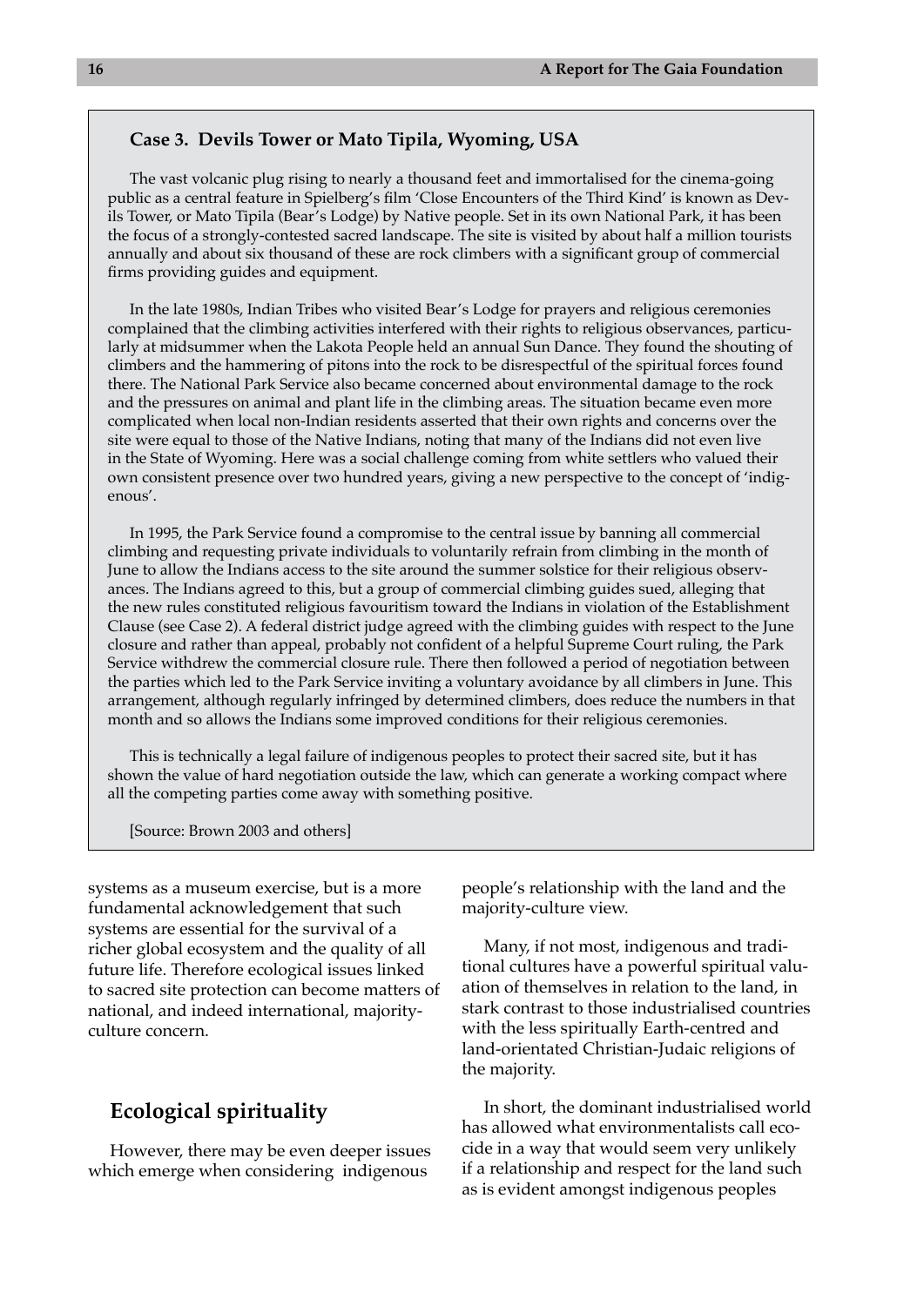### Case 3. Devils Tower or Mato Tipila, Wyoming, USA

The vast volcanic plug rising to nearly a thousand feet and immortalised for the cinema-going public as a central feature in Spielberg's film 'Close Encounters of the Third Kind' is known as Devils Tower, or Mato Tipila (Bear's Lodge) by Native people. Set in its own National Park, it has been the focus of a strongly-contested sacred landscape. The site is visited by about half a million tourists annually and about six thousand of these are rock climbers with a significant group of commercial firms providing guides and equipment.

In the late 1980s, Indian Tribes who visited Bear's Lodge for prayers and religious ceremonies complained that the climbing activities interfered with their rights to religious observances, particularly at midsummer when the Lakota People held an annual Sun Dance. They found the shouting of climbers and the hammering of pitons into the rock to be disrespectful of the spiritual forces found there. The National Park Service also became concerned about environmental damage to the rock and the pressures on animal and plant life in the climbing areas. The situation became even more complicated when local non-Indian residents asserted that their own rights and concerns over the site were equal to those of the Native Indians, noting that many of the Indians did not even live in the State of Wyoming. Here was a social challenge coming from white settlers who valued their own consistent presence over two hundred years, giving a new perspective to the concept of 'indigenous'.

In 1995, the Park Service found a compromise to the central issue by banning all commercial climbing and requesting private individuals to voluntarily refrain from climbing in the month of June to allow the Indians access to the site around the summer solstice for their religious observances. The Indians agreed to this, but a group of commercial climbing guides sued, alleging that the new rules constituted religious favouritism toward the Indians in violation of the Establishment Clause (see Case 2). A federal district judge agreed with the climbing guides with respect to the June closure and rather than appeal, probably not confident of a helpful Supreme Court ruling, the Park Service withdrew the commercial closure rule. There then followed a period of negotiation between the parties which led to the Park Service inviting a voluntary avoidance by all climbers in June. This arrangement, although regularly infringed by determined climbers, does reduce the numbers in that month and so allows the Indians some improved conditions for their religious ceremonies.

This is technically a legal failure of indigenous peoples to protect their sacred site, but it has shown the value of hard negotiation outside the law, which can generate a working compact where all the competing parties come away with something positive.

[Source: Brown 2003 and others]

systems as a museum exercise, but is a more fundamental acknowledgement that such systems are essential for the survival of a richer global ecosystem and the quality of all future life. Therefore ecological issues linked to sacred site protection can become matters of national, and indeed international, majority-culture concern.

## Ecological spirituality

However, there may be even deeper issues which emerge when considering indigenous people's relationship with the land and the majority-culture view.

Many, if not most, indigenous and traditional cultures have a powerful spiritual valuation of themselves in relation to the land, in stark contrast to those industrialised countries with the less spiritually Earth-centred and land-orientated Christian-Judaic religions of the majority.

In short, the dominant industrialised world has allowed what environmentalists call ecocide in a way that would seem very unlikely if a relationship and respect for the land such as is evident amongst indigenous peoples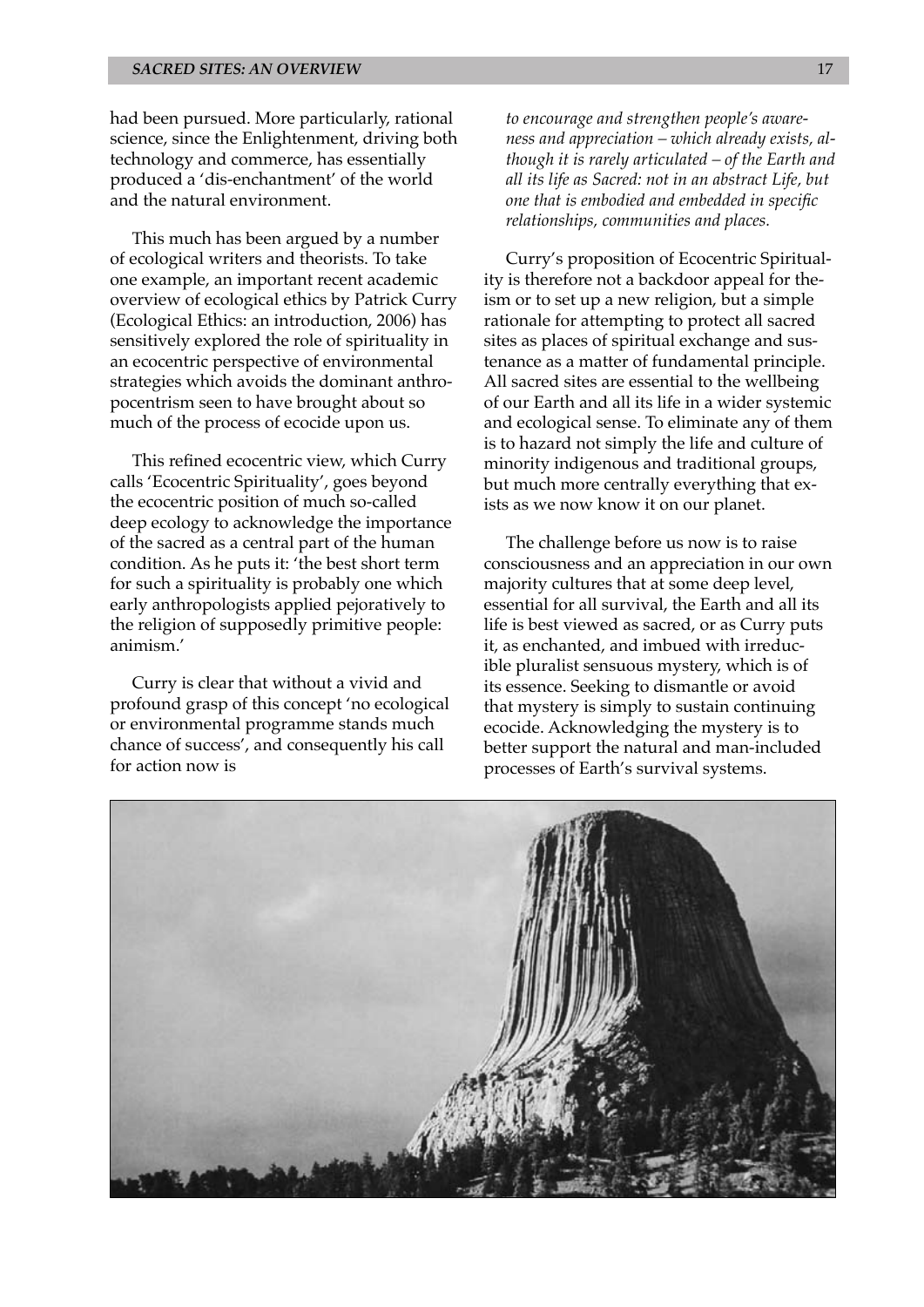had been pursued. More particularly, rational science, since the Enlightenment, driving both technology and commerce, has essentially produced a 'dis-enchantment' of the world and the natural environment.

This much has been argued by a number of ecological writers and theorists. To take one example, an important recent academic overview of ecological ethics by Patrick Curry (Ecological Ethics: an introduction, 2006) has sensitively explored the role of spirituality in an ecocentric perspective of environmental strategies which avoids the dominant anthropocentrism seen to have brought about so much of the process of ecocide upon us.

This refined ecocentric view, which Curry calls 'Ecocentric Spirituality', goes beyond the ecocentric position of much so-called deep ecology to acknowledge the importance of the sacred as a central part of the human condition. As he puts it: 'the best short term for such a spirituality is probably one which early anthropologists applied pejoratively to the religion of supposedly primitive people: animism.'

Curry is clear that without a vivid and profound grasp of this concept 'no ecological or environmental programme stands much chance of success', and consequently his call for action now is

*to encourage and strengthen people's awareness and appreciation – which already exists, although it is rarely articulated – of the Earth and all its life as Sacred: not in an abstract Life, but one that is embodied and embedded in specific relationships, communities and places.*

Curry's proposition of Ecocentric Spirituality is therefore not a backdoor appeal for theism or to set up a new religion, but a simple rationale for attempting to protect all sacred sites as places of spiritual exchange and sustenance as a matter of fundamental principle. All sacred sites are essential to the wellbeing of our Earth and all its life in a wider systemic and ecological sense. To eliminate any of them is to hazard not simply the life and culture of minority indigenous and traditional groups, but much more centrally everything that exists as we now know it on our planet.

The challenge before us now is to raise consciousness and an appreciation in our own majority cultures that at some deep level, essential for all survival, the Earth and all its life is best viewed as sacred, or as Curry puts it, as enchanted, and imbued with irreducible pluralist sensuous mystery, which is of its essence. Seeking to dismantle or avoid that mystery is simply to sustain continuing ecocide. Acknowledging the mystery is to better support the natural and man-included processes of Earth's survival systems.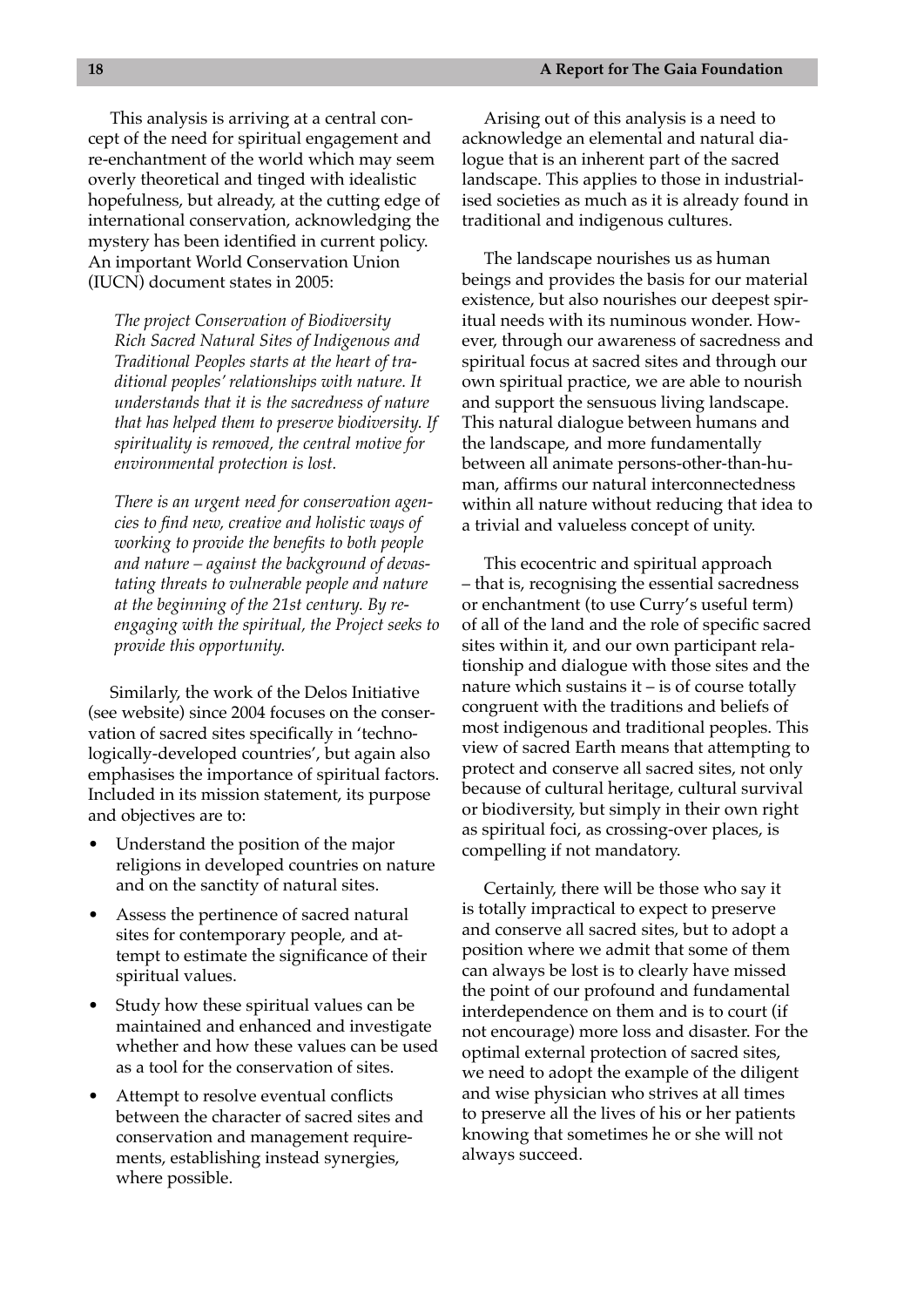This analysis is arriving at a central concept of the need for spiritual engagement and re-enchantment of the world which may seem overly theoretical and tinged with idealistic hopefulness, but already, at the cutting edge of international conservation, acknowledging the mystery has been identified in current policy. An important World Conservation Union (IUCN) document states in 2005:

> *The project Conservation of Biodiversity Rich Sacred Natural Sites of Indigenous and Traditional Peoples starts at the heart of traditional peoples' relationships with nature. It understands that it is the sacredness of nature that has helped them to preserve biodiversity. If spirituality is removed, the central motive for environmental protection is lost.*
>
> *There is an urgent need for conservation agencies to find new, creative and holistic ways of working to provide the benefits to both people and nature – against the background of devastating threats to vulnerable people and nature at the beginning of the 21st century. By re-engaging with the spiritual, the Project seeks to provide this opportunity.*

Similarly, the work of the Delos Initiative (see website) since 2004 focuses on the conservation of sacred sites specifically in 'technologically-developed countries', but again also emphasises the importance of spiritual factors. Included in its mission statement, its purpose and objectives are to:

- Understand the position of the major religions in developed countries on nature and on the sanctity of natural sites.
- Assess the pertinence of sacred natural sites for contemporary people, and attempt to estimate the significance of their spiritual values.
- Study how these spiritual values can be maintained and enhanced and investigate whether and how these values can be used as a tool for the conservation of sites.
- Attempt to resolve eventual conflicts between the character of sacred sites and conservation and management requirements, establishing instead synergies, where possible.

Arising out of this analysis is a need to acknowledge an elemental and natural dialogue that is an inherent part of the sacred landscape. This applies to those in industrialised societies as much as it is already found in traditional and indigenous cultures.

The landscape nourishes us as human beings and provides the basis for our material existence, but also nourishes our deepest spiritual needs with its numinous wonder. However, through our awareness of sacredness and spiritual focus at sacred sites and through our own spiritual practice, we are able to nourish and support the sensuous living landscape. This natural dialogue between humans and the landscape, and more fundamentally between all animate persons-other-than-human, affirms our natural interconnectedness within all nature without reducing that idea to a trivial and valueless concept of unity.

This ecocentric and spiritual approach – that is, recognising the essential sacredness or enchantment (to use Curry's useful term) of all of the land and the role of specific sacred sites within it, and our own participant relationship and dialogue with those sites and the nature which sustains it – is of course totally congruent with the traditions and beliefs of most indigenous and traditional peoples. This view of sacred Earth means that attempting to protect and conserve all sacred sites, not only because of cultural heritage, cultural survival or biodiversity, but simply in their own right as spiritual foci, as crossing-over places, is compelling if not mandatory.

Certainly, there will be those who say it is totally impractical to expect to preserve and conserve all sacred sites, but to adopt a position where we admit that some of them can always be lost is to clearly have missed the point of our profound and fundamental interdependence on them and is to court (if not encourage) more loss and disaster. For the optimal external protection of sacred sites, we need to adopt the example of the diligent and wise physician who strives at all times to preserve all the lives of his or her patients knowing that sometimes he or she will not always succeed.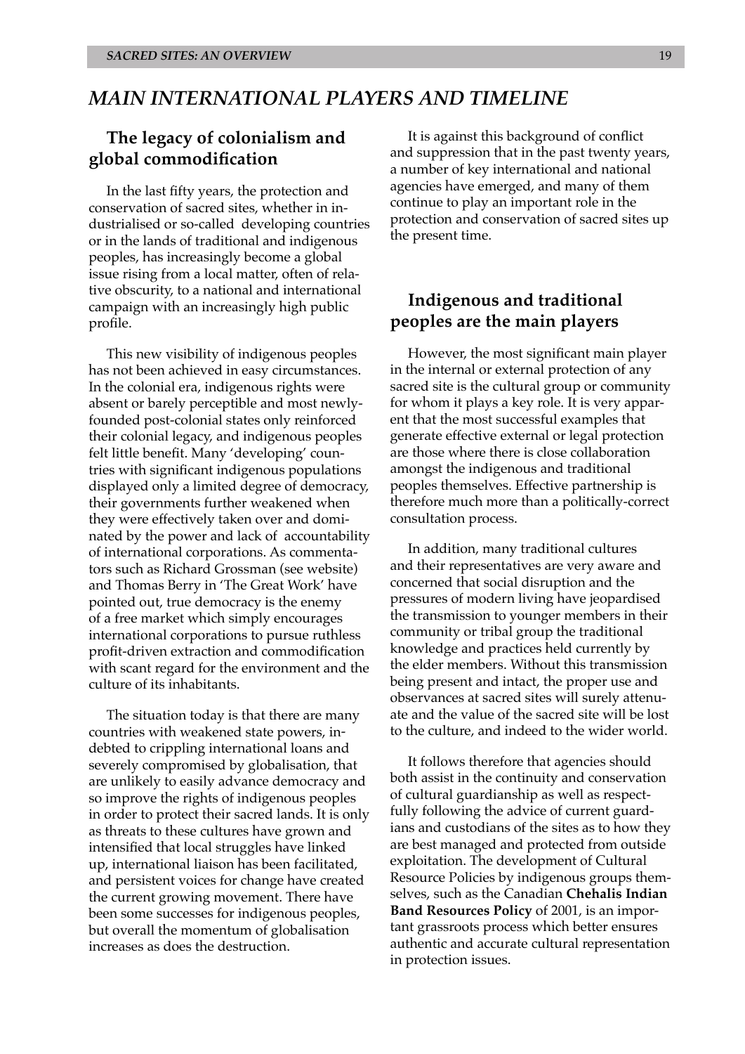## *MAIN INTERNATIONAL PLAYERS AND TIMELINE*

### The legacy of colonialism and global commodification

In the last fifty years, the protection and conservation of sacred sites, whether in industrialised or so-called developing countries or in the lands of traditional and indigenous peoples, has increasingly become a global issue rising from a local matter, often of relative obscurity, to a national and international campaign with an increasingly high public profile.

This new visibility of indigenous peoples has not been achieved in easy circumstances. In the colonial era, indigenous rights were absent or barely perceptible and most newly-founded post-colonial states only reinforced their colonial legacy, and indigenous peoples felt little benefit. Many 'developing' countries with significant indigenous populations displayed only a limited degree of democracy, their governments further weakened when they were effectively taken over and dominated by the power and lack of accountability of international corporations. As commentators such as Richard Grossman (see website) and Thomas Berry in 'The Great Work' have pointed out, true democracy is the enemy of a free market which simply encourages international corporations to pursue ruthless profit-driven extraction and commodification with scant regard for the environment and the culture of its inhabitants.

The situation today is that there are many countries with weakened state powers, indebted to crippling international loans and severely compromised by globalisation, that are unlikely to easily advance democracy and so improve the rights of indigenous peoples in order to protect their sacred lands. It is only as threats to these cultures have grown and intensified that local struggles have linked up, international liaison has been facilitated, and persistent voices for change have created the current growing movement. There have been some successes for indigenous peoples, but overall the momentum of globalisation increases as does the destruction.

It is against this background of conflict and suppression that in the past twenty years, a number of key international and national agencies have emerged, and many of them continue to play an important role in the protection and conservation of sacred sites up the present time.

### Indigenous and traditional peoples are the main players

However, the most significant main player in the internal or external protection of any sacred site is the cultural group or community for whom it plays a key role. It is very apparent that the most successful examples that generate effective external or legal protection are those where there is close collaboration amongst the indigenous and traditional peoples themselves. Effective partnership is therefore much more than a politically-correct consultation process.

In addition, many traditional cultures and their representatives are very aware and concerned that social disruption and the pressures of modern living have jeopardised the transmission to younger members in their community or tribal group the traditional knowledge and practices held currently by the elder members. Without this transmission being present and intact, the proper use and observances at sacred sites will surely attenuate and the value of the sacred site will be lost to the culture, and indeed to the wider world.

It follows therefore that agencies should both assist in the continuity and conservation of cultural guardianship as well as respectfully following the advice of current guardians and custodians of the sites as to how they are best managed and protected from outside exploitation. The development of Cultural Resource Policies by indigenous groups themselves, such as the Canadian **Chehalis Indian Band Resources Policy** of 2001, is an important grassroots process which better ensures authentic and accurate cultural representation in protection issues.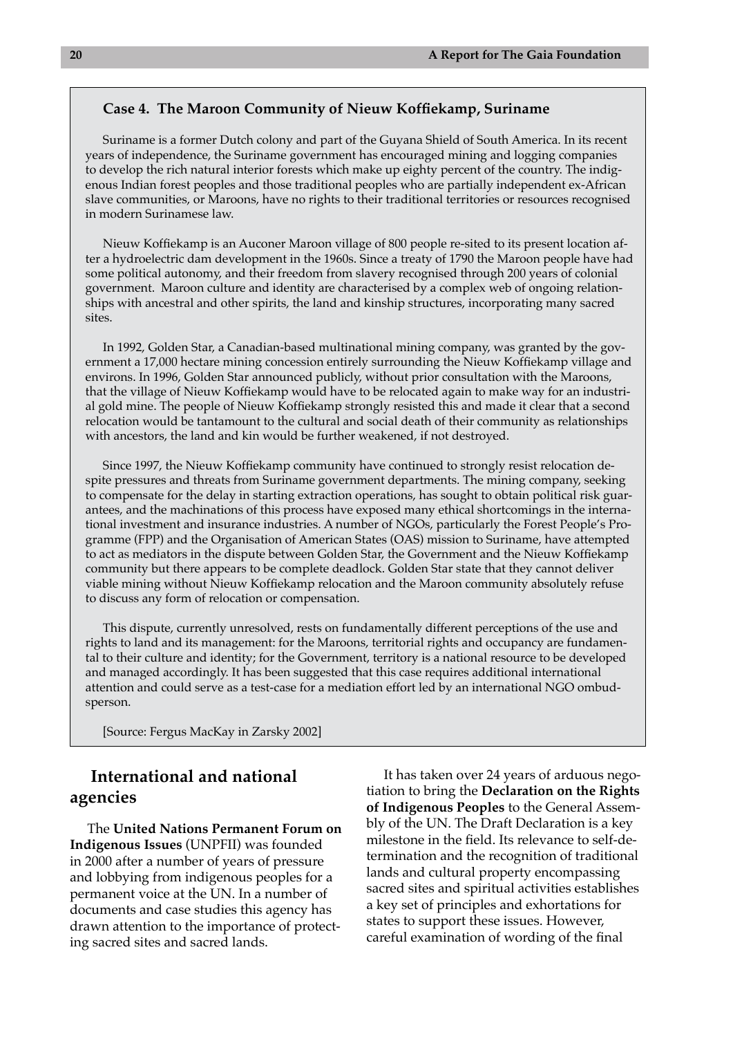### Case 4. The Maroon Community of Nieuw Koffiekamp, Suriname

Suriname is a former Dutch colony and part of the Guyana Shield of South America. In its recent years of independence, the Suriname government has encouraged mining and logging companies to develop the rich natural interior forests which make up eighty percent of the country. The indigenous Indian forest peoples and those traditional peoples who are partially independent ex-African slave communities, or Maroons, have no rights to their traditional territories or resources recognised in modern Surinamese law.

Nieuw Koffiekamp is an Auconer Maroon village of 800 people re-sited to its present location after a hydroelectric dam development in the 1960s. Since a treaty of 1790 the Maroon people have had some political autonomy, and their freedom from slavery recognised through 200 years of colonial government. Maroon culture and identity are characterised by a complex web of ongoing relationships with ancestral and other spirits, the land and kinship structures, incorporating many sacred sites.

In 1992, Golden Star, a Canadian-based multinational mining company, was granted by the government a 17,000 hectare mining concession entirely surrounding the Nieuw Koffiekamp village and environs. In 1996, Golden Star announced publicly, without prior consultation with the Maroons, that the village of Nieuw Koffiekamp would have to be relocated again to make way for an industrial gold mine. The people of Nieuw Koffiekamp strongly resisted this and made it clear that a second relocation would be tantamount to the cultural and social death of their community as relationships with ancestors, the land and kin would be further weakened, if not destroyed.

Since 1997, the Nieuw Koffiekamp community have continued to strongly resist relocation despite pressures and threats from Suriname government departments. The mining company, seeking to compensate for the delay in starting extraction operations, has sought to obtain political risk guarantees, and the machinations of this process have exposed many ethical shortcomings in the international investment and insurance industries. A number of NGOs, particularly the Forest People's Programme (FPP) and the Organisation of American States (OAS) mission to Suriname, have attempted to act as mediators in the dispute between Golden Star, the Government and the Nieuw Koffiekamp community but there appears to be complete deadlock. Golden Star state that they cannot deliver viable mining without Nieuw Koffiekamp relocation and the Maroon community absolutely refuse to discuss any form of relocation or compensation.

This dispute, currently unresolved, rests on fundamentally different perceptions of the use and rights to land and its management: for the Maroons, territorial rights and occupancy are fundamental to their culture and identity; for the Government, territory is a national resource to be developed and managed accordingly. It has been suggested that this case requires additional international attention and could serve as a test-case for a mediation effort led by an international NGO ombudsperson.

[Source: Fergus MacKay in Zarsky 2002]

## International and national agencies

The **United Nations Permanent Forum on Indigenous Issues** (UNPFII) was founded in 2000 after a number of years of pressure and lobbying from indigenous peoples for a permanent voice at the UN. In a number of documents and case studies this agency has drawn attention to the importance of protecting sacred sites and sacred lands.

It has taken over 24 years of arduous negotiation to bring the **Declaration on the Rights of Indigenous Peoples** to the General Assembly of the UN. The Draft Declaration is a key milestone in the field. Its relevance to self-determination and the recognition of traditional lands and cultural property encompassing sacred sites and spiritual activities establishes a key set of principles and exhortations for states to support these issues. However, careful examination of wording of the final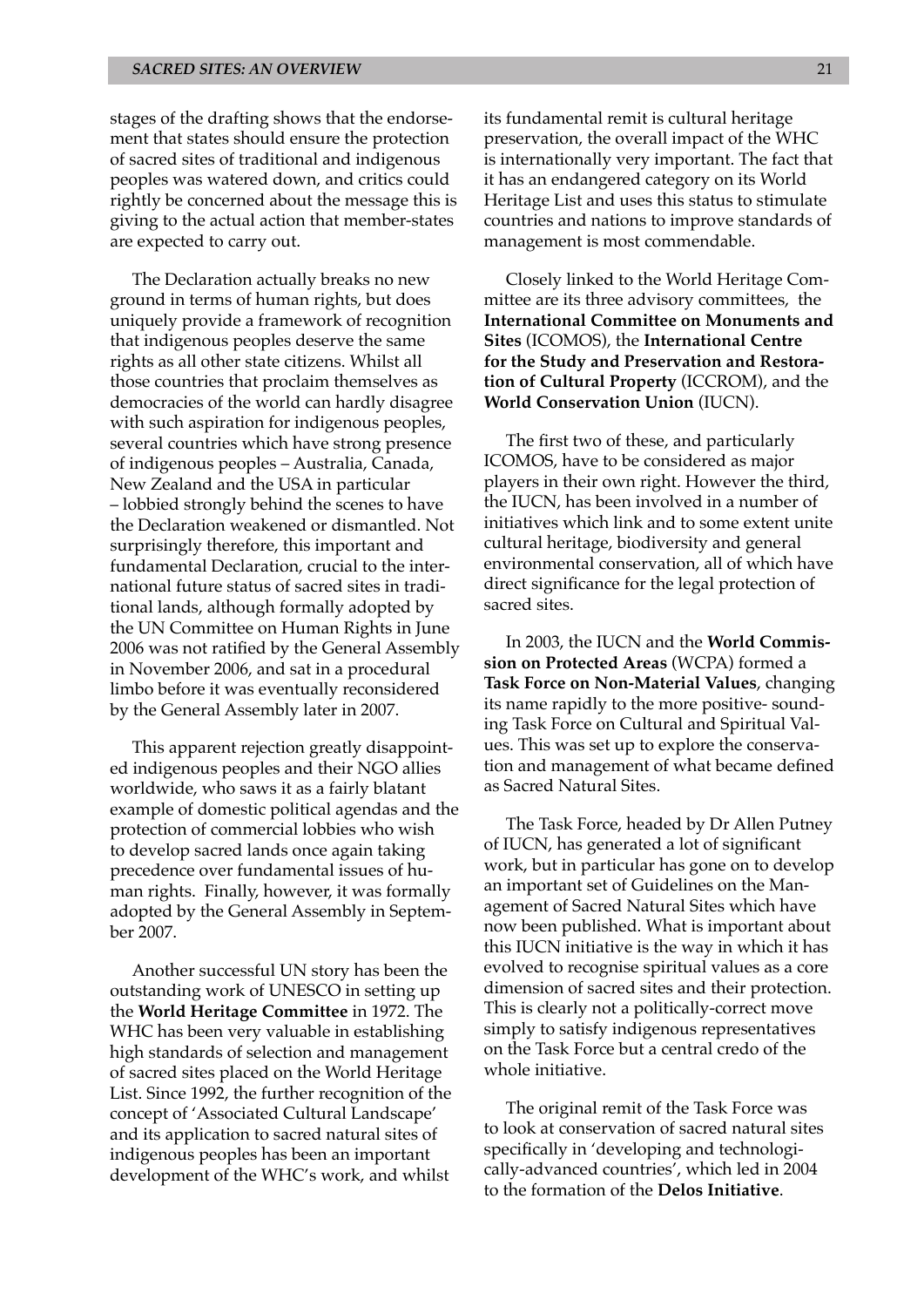stages of the drafting shows that the endorsement that states should ensure the protection of sacred sites of traditional and indigenous peoples was watered down, and critics could rightly be concerned about the message this is giving to the actual action that member-states are expected to carry out.

The Declaration actually breaks no new ground in terms of human rights, but does uniquely provide a framework of recognition that indigenous peoples deserve the same rights as all other state citizens. Whilst all those countries that proclaim themselves as democracies of the world can hardly disagree with such aspiration for indigenous peoples, several countries which have strong presence of indigenous peoples – Australia, Canada, New Zealand and the USA in particular – lobbied strongly behind the scenes to have the Declaration weakened or dismantled. Not surprisingly therefore, this important and fundamental Declaration, crucial to the international future status of sacred sites in traditional lands, although formally adopted by the UN Committee on Human Rights in June 2006 was not ratified by the General Assembly in November 2006, and sat in a procedural limbo before it was eventually reconsidered by the General Assembly later in 2007.

This apparent rejection greatly disappointed indigenous peoples and their NGO allies worldwide, who saws it as a fairly blatant example of domestic political agendas and the protection of commercial lobbies who wish to develop sacred lands once again taking precedence over fundamental issues of human rights. Finally, however, it was formally adopted by the General Assembly in September 2007.

Another successful UN story has been the outstanding work of UNESCO in setting up the **World Heritage Committee** in 1972. The WHC has been very valuable in establishing high standards of selection and management of sacred sites placed on the World Heritage List. Since 1992, the further recognition of the concept of 'Associated Cultural Landscape' and its application to sacred natural sites of indigenous peoples has been an important development of the WHC's work, and whilst its fundamental remit is cultural heritage preservation, the overall impact of the WHC is internationally very important. The fact that it has an endangered category on its World Heritage List and uses this status to stimulate countries and nations to improve standards of management is most commendable.

Closely linked to the World Heritage Committee are its three advisory committees, the **International Committee on Monuments and Sites** (ICOMOS), the **International Centre for the Study and Preservation and Restoration of Cultural Property** (ICCROM), and the **World Conservation Union** (IUCN).

The first two of these, and particularly ICOMOS, have to be considered as major players in their own right. However the third, the IUCN, has been involved in a number of initiatives which link and to some extent unite cultural heritage, biodiversity and general environmental conservation, all of which have direct significance for the legal protection of sacred sites.

In 2003, the IUCN and the **World Commission on Protected Areas** (WCPA) formed a **Task Force on Non-Material Values**, changing its name rapidly to the more positive- sounding Task Force on Cultural and Spiritual Values. This was set up to explore the conservation and management of what became defined as Sacred Natural Sites.

The Task Force, headed by Dr Allen Putney of IUCN, has generated a lot of significant work, but in particular has gone on to develop an important set of Guidelines on the Management of Sacred Natural Sites which have now been published. What is important about this IUCN initiative is the way in which it has evolved to recognise spiritual values as a core dimension of sacred sites and their protection. This is clearly not a politically-correct move simply to satisfy indigenous representatives on the Task Force but a central credo of the whole initiative.

The original remit of the Task Force was to look at conservation of sacred natural sites specifically in 'developing and technologically-advanced countries', which led in 2004 to the formation of the **Delos Initiative**.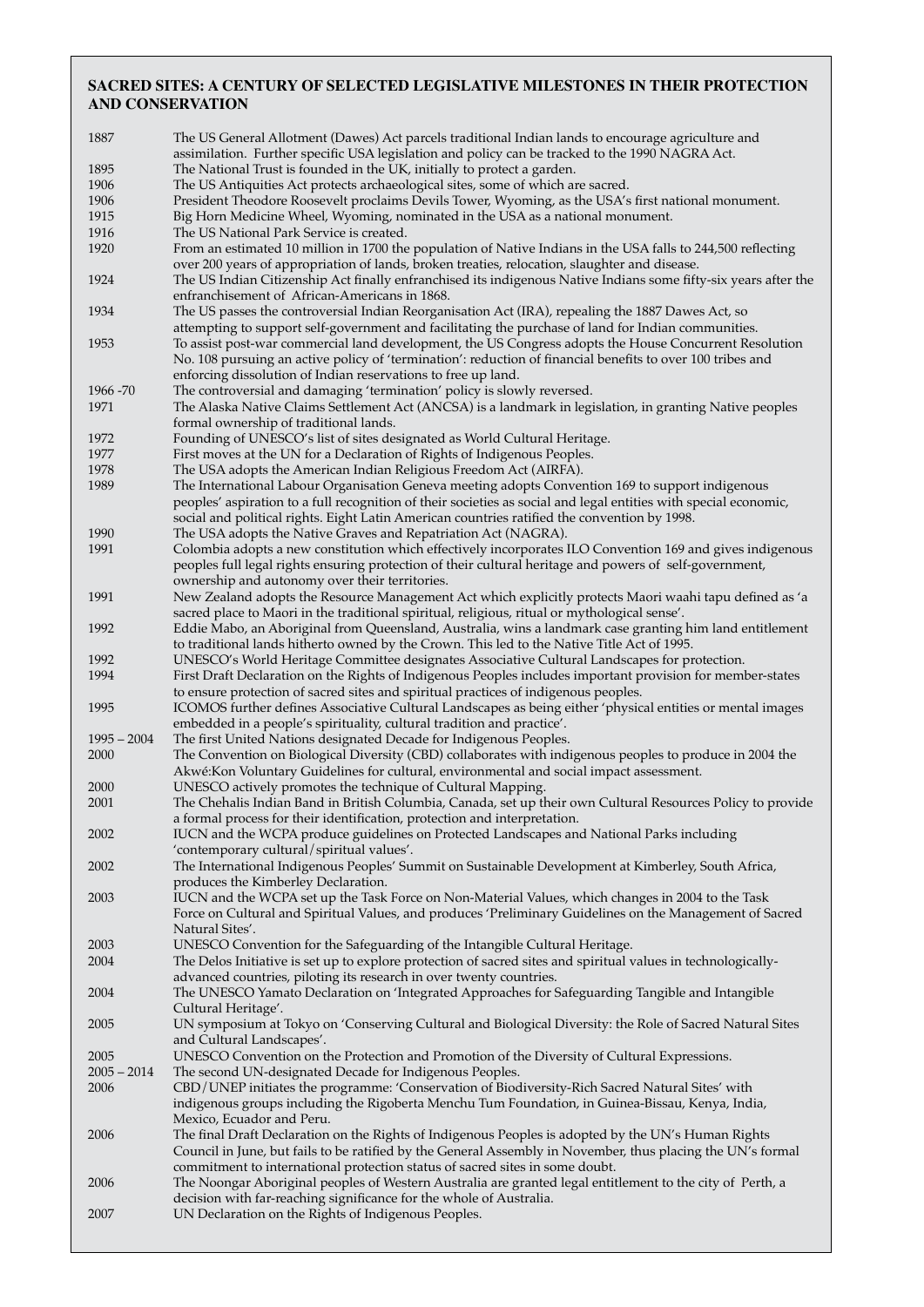## SACRED SITES: A CENTURY OF SELECTED LEGISLATIVE MILESTONES IN THEIR PROTECTION AND CONSERVATION

| | |
|---|---|
| 1887 | The US General Allotment (Dawes) Act parcels traditional Indian lands to encourage agriculture and assimilation. Further specific USA legislation and policy can be tracked to the 1990 NAGRA Act. |
| 1895 | The National Trust is founded in the UK, initially to protect a garden. |
| 1906 | The US Antiquities Act protects archaeological sites, some of which are sacred. |
| 1906 | President Theodore Roosevelt proclaims Devils Tower, Wyoming, as the USA's first national monument. |
| 1915 | Big Horn Medicine Wheel, Wyoming, nominated in the USA as a national monument. |
| 1916 | The US National Park Service is created. |
| 1920 | From an estimated 10 million in 1700 the population of Native Indians in the USA falls to 244,500 reflecting over 200 years of appropriation of lands, broken treaties, relocation, slaughter and disease. |
| 1924 | The US Indian Citizenship Act finally enfranchised its indigenous Native Indians some fifty-six years after the enfranchisement of African-Americans in 1868. |
| 1934 | The US passes the controversial Indian Reorganisation Act (IRA), repealing the 1887 Dawes Act, so attempting to support self-government and facilitating the purchase of land for Indian communities. |
| 1953 | To assist post-war commercial land development, the US Congress adopts the House Concurrent Resolution No. 108 pursuing an active policy of 'termination': reduction of financial benefits to over 100 tribes and enforcing dissolution of Indian reservations to free up land. |
| 1966 -70 | The controversial and damaging 'termination' policy is slowly reversed. |
| 1971 | The Alaska Native Claims Settlement Act (ANCSA) is a landmark in legislation, in granting Native peoples formal ownership of traditional lands. |
| 1972 | Founding of UNESCO's list of sites designated as World Cultural Heritage. |
| 1977 | First moves at the UN for a Declaration of Rights of Indigenous Peoples. |
| 1978 | The USA adopts the American Indian Religious Freedom Act (AIRFA). |
| 1989 | The International Labour Organisation Geneva meeting adopts Convention 169 to support indigenous peoples' aspiration to a full recognition of their societies as social and legal entities with special economic, social and political rights. Eight Latin American countries ratified the convention by 1998. |
| 1990 | The USA adopts the Native Graves and Repatriation Act (NAGRA). |
| 1991 | Colombia adopts a new constitution which effectively incorporates ILO Convention 169 and gives indigenous peoples full legal rights ensuring protection of their cultural heritage and powers of self-government, ownership and autonomy over their territories. |
| 1991 | New Zealand adopts the Resource Management Act which explicitly protects Maori waahi tapu defined as 'a sacred place to Maori in the traditional spiritual, religious, ritual or mythological sense'. |
| 1992 | Eddie Mabo, an Aboriginal from Queensland, Australia, wins a landmark case granting him land entitlement to traditional lands hitherto owned by the Crown. This led to the Native Title Act of 1995. |
| 1992 | UNESCO's World Heritage Committee designates Associative Cultural Landscapes for protection. |
| 1994 | First Draft Declaration on the Rights of Indigenous Peoples includes important provision for member-states to ensure protection of sacred sites and spiritual practices of indigenous peoples. |
| 1995 | ICOMOS further defines Associative Cultural Landscapes as being either 'physical entities or mental images embedded in a people's spirituality, cultural tradition and practice'. |
| 1995 – 2004 | The first United Nations designated Decade for Indigenous Peoples. |
| 2000 | The Convention on Biological Diversity (CBD) collaborates with indigenous peoples to produce in 2004 the Akwé:Kon Voluntary Guidelines for cultural, environmental and social impact assessment. |
| 2000 | UNESCO actively promotes the technique of Cultural Mapping. |
| 2001 | The Chehalis Indian Band in British Columbia, Canada, set up their own Cultural Resources Policy to provide a formal process for their identification, protection and interpretation. |
| 2002 | IUCN and the WCPA produce guidelines on Protected Landscapes and National Parks including 'contemporary cultural/spiritual values'. |
| 2002 | The International Indigenous Peoples' Summit on Sustainable Development at Kimberley, South Africa, produces the Kimberley Declaration. |
| 2003 | IUCN and the WCPA set up the Task Force on Non-Material Values, which changes in 2004 to the Task Force on Cultural and Spiritual Values, and produces 'Preliminary Guidelines on the Management of Sacred Natural Sites'. |
| 2003 | UNESCO Convention for the Safeguarding of the Intangible Cultural Heritage. |
| 2004 | The Delos Initiative is set up to explore protection of sacred sites and spiritual values in technologically-advanced countries, piloting its research in over twenty countries. |
| 2004 | The UNESCO Yamato Declaration on 'Integrated Approaches for Safeguarding Tangible and Intangible Cultural Heritage'. |
| 2005 | UN symposium at Tokyo on 'Conserving Cultural and Biological Diversity: the Role of Sacred Natural Sites and Cultural Landscapes'. |
| 2005 | UNESCO Convention on the Protection and Promotion of the Diversity of Cultural Expressions. |
| 2005 – 2014 | The second UN-designated Decade for Indigenous Peoples. |
| 2006 | CBD/UNEP initiates the programme: 'Conservation of Biodiversity-Rich Sacred Natural Sites' with indigenous groups including the Rigoberta Menchu Tum Foundation, in Guinea-Bissau, Kenya, India, Mexico, Ecuador and Peru. |
| 2006 | The final Draft Declaration on the Rights of Indigenous Peoples is adopted by the UN's Human Rights Council in June, but fails to be ratified by the General Assembly in November, thus placing the UN's formal commitment to international protection status of sacred sites in some doubt. |
| 2006 | The Noongar Aboriginal peoples of Western Australia are granted legal entitlement to the city of Perth, a decision with far-reaching significance for the whole of Australia. |
| 2007 | UN Declaration on the Rights of Indigenous Peoples. |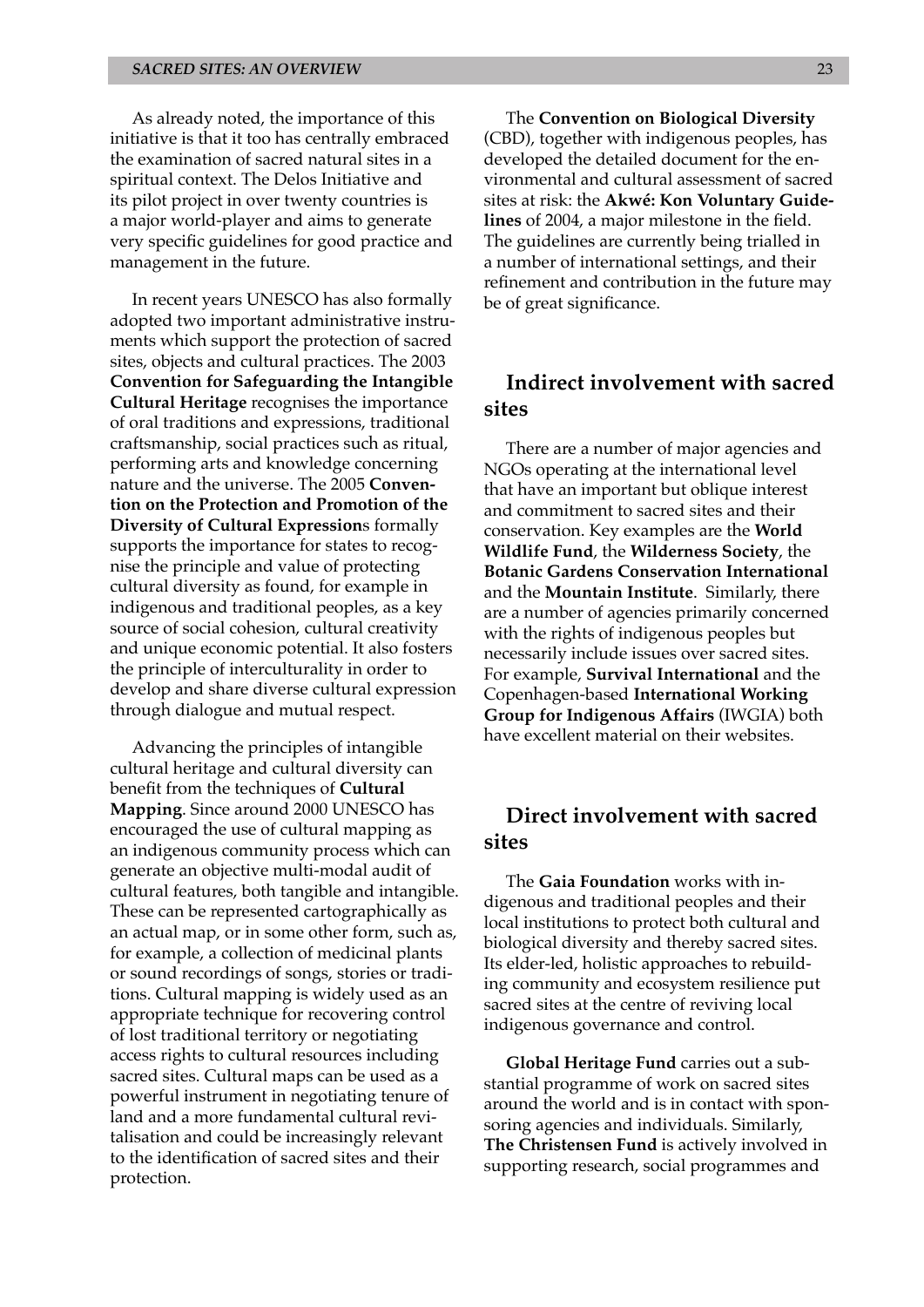As already noted, the importance of this initiative is that it too has centrally embraced the examination of sacred natural sites in a spiritual context. The Delos Initiative and its pilot project in over twenty countries is a major world-player and aims to generate very specific guidelines for good practice and management in the future.

In recent years UNESCO has also formally adopted two important administrative instruments which support the protection of sacred sites, objects and cultural practices. The 2003 **Convention for Safeguarding the Intangible Cultural Heritage** recognises the importance of oral traditions and expressions, traditional craftsmanship, social practices such as ritual, performing arts and knowledge concerning nature and the universe. The 2005 **Convention on the Protection and Promotion of the Diversity of Cultural Expression**s formally supports the importance for states to recognise the principle and value of protecting cultural diversity as found, for example in indigenous and traditional peoples, as a key source of social cohesion, cultural creativity and unique economic potential. It also fosters the principle of interculturality in order to develop and share diverse cultural expression through dialogue and mutual respect.

Advancing the principles of intangible cultural heritage and cultural diversity can benefit from the techniques of **Cultural Mapping**. Since around 2000 UNESCO has encouraged the use of cultural mapping as an indigenous community process which can generate an objective multi-modal audit of cultural features, both tangible and intangible. These can be represented cartographically as an actual map, or in some other form, such as, for example, a collection of medicinal plants or sound recordings of songs, stories or traditions. Cultural mapping is widely used as an appropriate technique for recovering control of lost traditional territory or negotiating access rights to cultural resources including sacred sites. Cultural maps can be used as a powerful instrument in negotiating tenure of land and a more fundamental cultural revitalisation and could be increasingly relevant to the identification of sacred sites and their protection.

The **Convention on Biological Diversity** (CBD), together with indigenous peoples, has developed the detailed document for the environmental and cultural assessment of sacred sites at risk: the **Akwé: Kon Voluntary Guidelines** of 2004, a major milestone in the field. The guidelines are currently being trialled in a number of international settings, and their refinement and contribution in the future may be of great significance.

## Indirect involvement with sacred sites

There are a number of major agencies and NGOs operating at the international level that have an important but oblique interest and commitment to sacred sites and their conservation. Key examples are the **World Wildlife Fund**, the **Wilderness Society**, the **Botanic Gardens Conservation International** and the **Mountain Institute**. Similarly, there are a number of agencies primarily concerned with the rights of indigenous peoples but necessarily include issues over sacred sites. For example, **Survival International** and the Copenhagen-based **International Working Group for Indigenous Affairs** (IWGIA) both have excellent material on their websites.

## Direct involvement with sacred sites

The **Gaia Foundation** works with indigenous and traditional peoples and their local institutions to protect both cultural and biological diversity and thereby sacred sites. Its elder-led, holistic approaches to rebuilding community and ecosystem resilience put sacred sites at the centre of reviving local indigenous governance and control.

**Global Heritage Fund** carries out a substantial programme of work on sacred sites around the world and is in contact with sponsoring agencies and individuals. Similarly, **The Christensen Fund** is actively involved in supporting research, social programmes and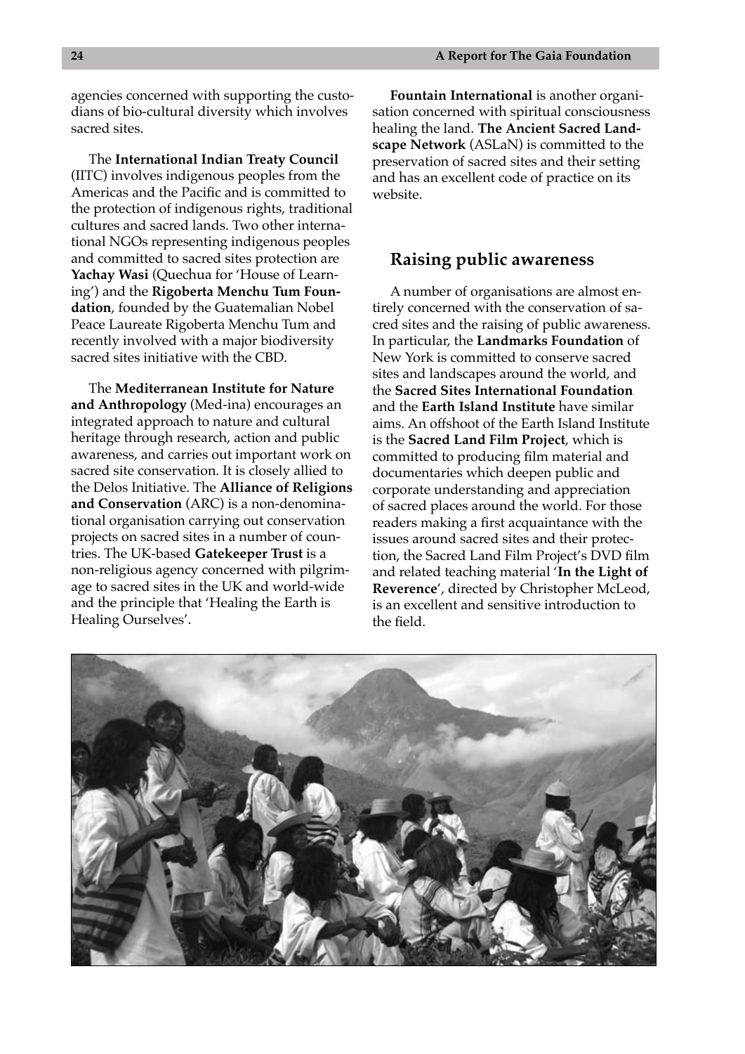agencies concerned with supporting the custodians of bio-cultural diversity which involves sacred sites.

The **International Indian Treaty Council** (IITC) involves indigenous peoples from the Americas and the Pacific and is committed to the protection of indigenous rights, traditional cultures and sacred lands. Two other international NGOs representing indigenous peoples and committed to sacred sites protection are **Yachay Wasi** (Quechua for 'House of Learning') and the **Rigoberta Menchu Tum Foundation**, founded by the Guatemalian Nobel Peace Laureate Rigoberta Menchu Tum and recently involved with a major biodiversity sacred sites initiative with the CBD.

The **Mediterranean Institute for Nature and Anthropology** (Med-ina) encourages an integrated approach to nature and cultural heritage through research, action and public awareness, and carries out important work on sacred site conservation. It is closely allied to the Delos Initiative. The **Alliance of Religions and Conservation** (ARC) is a non-denominational organisation carrying out conservation projects on sacred sites in a number of countries. The UK-based **Gatekeeper Trust** is a non-religious agency concerned with pilgrimage to sacred sites in the UK and world-wide and the principle that 'Healing the Earth is Healing Ourselves'.

**Fountain International** is another organisation concerned with spiritual consciousness healing the land. **The Ancient Sacred Landscape Network** (ASLaN) is committed to the preservation of sacred sites and their setting and has an excellent code of practice on its website.

## Raising public awareness

A number of organisations are almost entirely concerned with the conservation of sacred sites and the raising of public awareness. In particular, the **Landmarks Foundation** of New York is committed to conserve sacred sites and landscapes around the world, and the **Sacred Sites International Foundation** and the **Earth Island Institute** have similar aims. An offshoot of the Earth Island Institute is the **Sacred Land Film Project**, which is committed to producing film material and documentaries which deepen public and corporate understanding and appreciation of sacred places around the world. For those readers making a first acquaintance with the issues around sacred sites and their protection, the Sacred Land Film Project's DVD film and related teaching material '**In the Light of Reverence**', directed by Christopher McLeod, is an excellent and sensitive introduction to the field.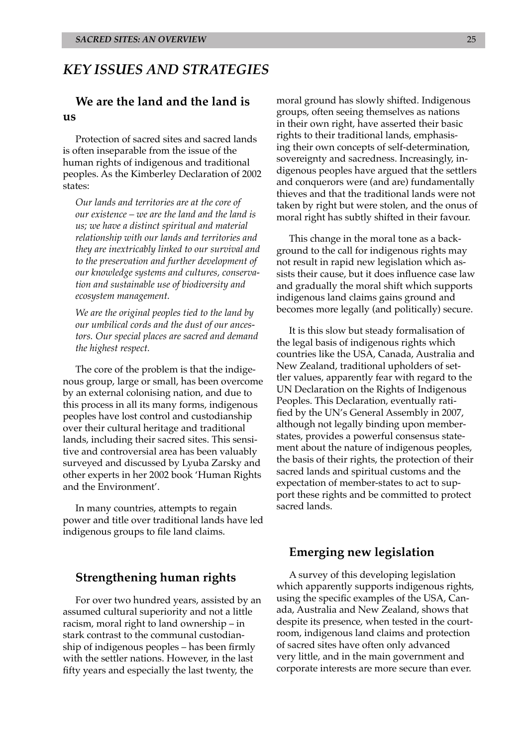## KEY ISSUES AND STRATEGIES

### We are the land and the land is us

Protection of sacred sites and sacred lands is often inseparable from the issue of the human rights of indigenous and traditional peoples. As the Kimberley Declaration of 2002 states:

> *Our lands and territories are at the core of our existence – we are the land and the land is us; we have a distinct spiritual and material relationship with our lands and territories and they are inextricably linked to our survival and to the preservation and further development of our knowledge systems and cultures, conservation and sustainable use of biodiversity and ecosystem management.*
>
> *We are the original peoples tied to the land by our umbilical cords and the dust of our ancestors. Our special places are sacred and demand the highest respect.*

The core of the problem is that the indigenous group, large or small, has been overcome by an external colonising nation, and due to this process in all its many forms, indigenous peoples have lost control and custodianship over their cultural heritage and traditional lands, including their sacred sites. This sensitive and controversial area has been valuably surveyed and discussed by Lyuba Zarsky and other experts in her 2002 book 'Human Rights and the Environment'.

In many countries, attempts to regain power and title over traditional lands have led indigenous groups to file land claims.

### Strengthening human rights

For over two hundred years, assisted by an assumed cultural superiority and not a little racism, moral right to land ownership – in stark contrast to the communal custodianship of indigenous peoples – has been firmly with the settler nations. However, in the last fifty years and especially the last twenty, the moral ground has slowly shifted. Indigenous groups, often seeing themselves as nations in their own right, have asserted their basic rights to their traditional lands, emphasising their own concepts of self-determination, sovereignty and sacredness. Increasingly, indigenous peoples have argued that the settlers and conquerors were (and are) fundamentally thieves and that the traditional lands were not taken by right but were stolen, and the onus of moral right has subtly shifted in their favour.

This change in the moral tone as a background to the call for indigenous rights may not result in rapid new legislation which assists their cause, but it does influence case law and gradually the moral shift which supports indigenous land claims gains ground and becomes more legally (and politically) secure.

It is this slow but steady formalisation of the legal basis of indigenous rights which countries like the USA, Canada, Australia and New Zealand, traditional upholders of settler values, apparently fear with regard to the UN Declaration on the Rights of Indigenous Peoples. This Declaration, eventually ratified by the UN's General Assembly in 2007, although not legally binding upon member-states, provides a powerful consensus statement about the nature of indigenous peoples, the basis of their rights, the protection of their sacred lands and spiritual customs and the expectation of member-states to act to support these rights and be committed to protect sacred lands.

### Emerging new legislation

A survey of this developing legislation which apparently supports indigenous rights, using the specific examples of the USA, Canada, Australia and New Zealand, shows that despite its presence, when tested in the courtroom, indigenous land claims and protection of sacred sites have often only advanced very little, and in the main government and corporate interests are more secure than ever.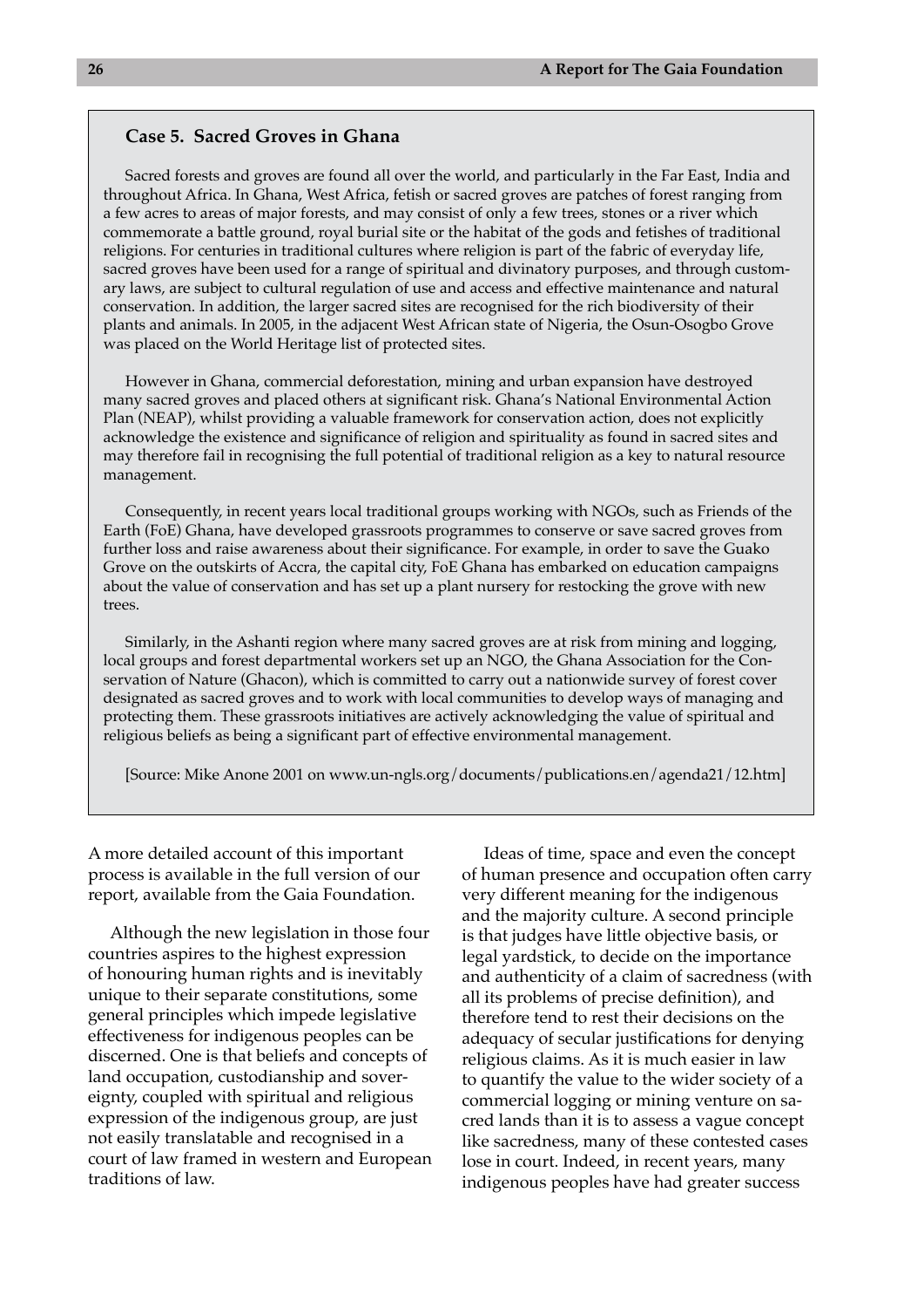### Case 5. Sacred Groves in Ghana

Sacred forests and groves are found all over the world, and particularly in the Far East, India and throughout Africa. In Ghana, West Africa, fetish or sacred groves are patches of forest ranging from a few acres to areas of major forests, and may consist of only a few trees, stones or a river which commemorate a battle ground, royal burial site or the habitat of the gods and fetishes of traditional religions. For centuries in traditional cultures where religion is part of the fabric of everyday life, sacred groves have been used for a range of spiritual and divinatory purposes, and through customary laws, are subject to cultural regulation of use and access and effective maintenance and natural conservation. In addition, the larger sacred sites are recognised for the rich biodiversity of their plants and animals. In 2005, in the adjacent West African state of Nigeria, the Osun-Osogbo Grove was placed on the World Heritage list of protected sites.

However in Ghana, commercial deforestation, mining and urban expansion have destroyed many sacred groves and placed others at significant risk. Ghana's National Environmental Action Plan (NEAP), whilst providing a valuable framework for conservation action, does not explicitly acknowledge the existence and significance of religion and spirituality as found in sacred sites and may therefore fail in recognising the full potential of traditional religion as a key to natural resource management.

Consequently, in recent years local traditional groups working with NGOs, such as Friends of the Earth (FoE) Ghana, have developed grassroots programmes to conserve or save sacred groves from further loss and raise awareness about their significance. For example, in order to save the Guako Grove on the outskirts of Accra, the capital city, FoE Ghana has embarked on education campaigns about the value of conservation and has set up a plant nursery for restocking the grove with new trees.

Similarly, in the Ashanti region where many sacred groves are at risk from mining and logging, local groups and forest departmental workers set up an NGO, the Ghana Association for the Conservation of Nature (Ghacon), which is committed to carry out a nationwide survey of forest cover designated as sacred groves and to work with local communities to develop ways of managing and protecting them. These grassroots initiatives are actively acknowledging the value of spiritual and religious beliefs as being a significant part of effective environmental management.

[Source: Mike Anone 2001 on www.un-ngls.org/documents/publications.en/agenda21/12.htm]

A more detailed account of this important process is available in the full version of our report, available from the Gaia Foundation.

Although the new legislation in those four countries aspires to the highest expression of honouring human rights and is inevitably unique to their separate constitutions, some general principles which impede legislative effectiveness for indigenous peoples can be discerned. One is that beliefs and concepts of land occupation, custodianship and sovereignty, coupled with spiritual and religious expression of the indigenous group, are just not easily translatable and recognised in a court of law framed in western and European traditions of law.

Ideas of time, space and even the concept of human presence and occupation often carry very different meaning for the indigenous and the majority culture. A second principle is that judges have little objective basis, or legal yardstick, to decide on the importance and authenticity of a claim of sacredness (with all its problems of precise definition), and therefore tend to rest their decisions on the adequacy of secular justifications for denying religious claims. As it is much easier in law to quantify the value to the wider society of a commercial logging or mining venture on sacred lands than it is to assess a vague concept like sacredness, many of these contested cases lose in court. Indeed, in recent years, many indigenous peoples have had greater success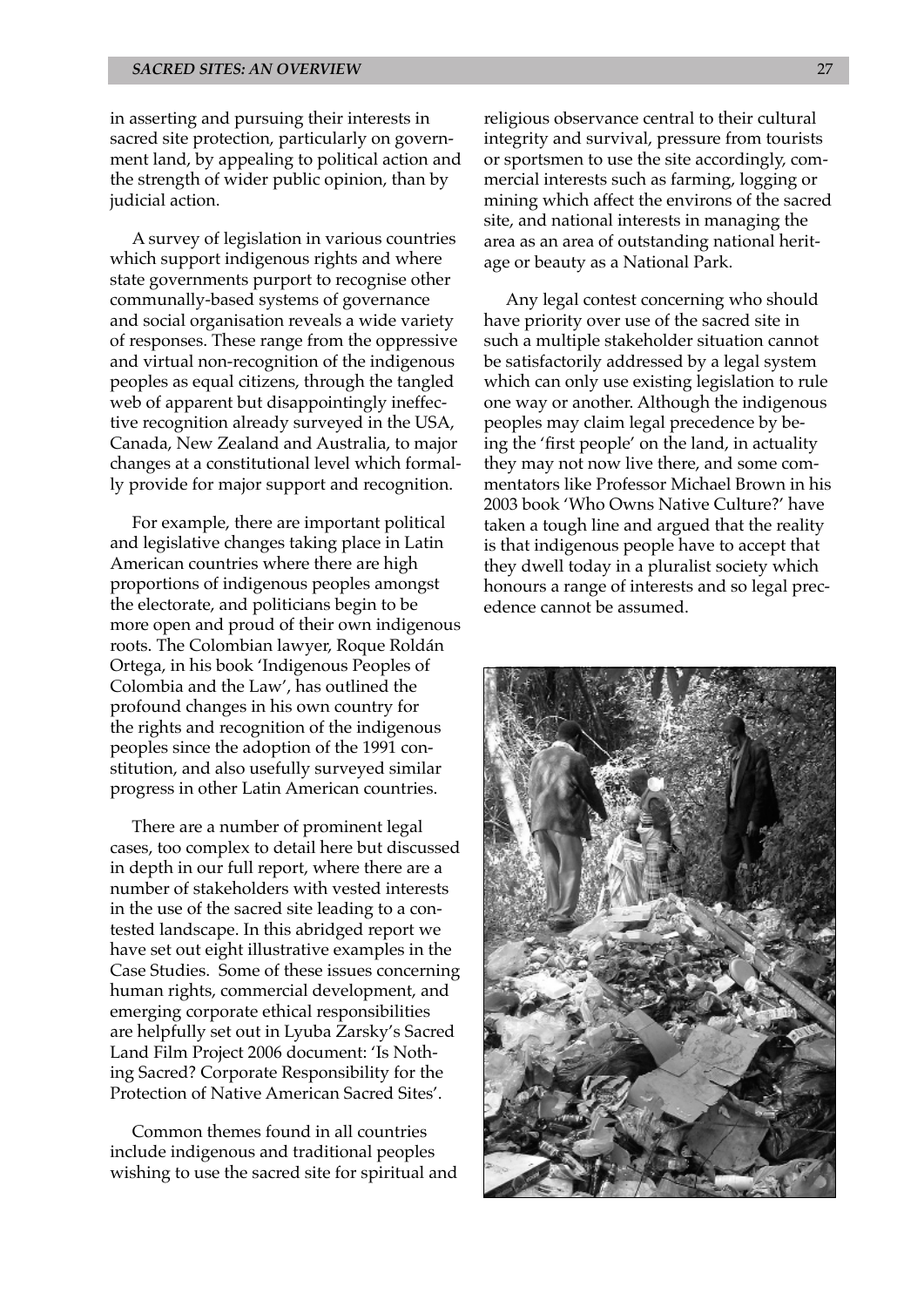in asserting and pursuing their interests in sacred site protection, particularly on government land, by appealing to political action and the strength of wider public opinion, than by judicial action.

A survey of legislation in various countries which support indigenous rights and where state governments purport to recognise other communally-based systems of governance and social organisation reveals a wide variety of responses. These range from the oppressive and virtual non-recognition of the indigenous peoples as equal citizens, through the tangled web of apparent but disappointingly ineffective recognition already surveyed in the USA, Canada, New Zealand and Australia, to major changes at a constitutional level which formally provide for major support and recognition.

For example, there are important political and legislative changes taking place in Latin American countries where there are high proportions of indigenous peoples amongst the electorate, and politicians begin to be more open and proud of their own indigenous roots. The Colombian lawyer, Roque Roldán Ortega, in his book 'Indigenous Peoples of Colombia and the Law', has outlined the profound changes in his own country for the rights and recognition of the indigenous peoples since the adoption of the 1991 constitution, and also usefully surveyed similar progress in other Latin American countries.

There are a number of prominent legal cases, too complex to detail here but discussed in depth in our full report, where there are a number of stakeholders with vested interests in the use of the sacred site leading to a contested landscape. In this abridged report we have set out eight illustrative examples in the Case Studies. Some of these issues concerning human rights, commercial development, and emerging corporate ethical responsibilities are helpfully set out in Lyuba Zarsky's Sacred Land Film Project 2006 document: 'Is Nothing Sacred? Corporate Responsibility for the Protection of Native American Sacred Sites'.

Common themes found in all countries include indigenous and traditional peoples wishing to use the sacred site for spiritual and religious observance central to their cultural integrity and survival, pressure from tourists or sportsmen to use the site accordingly, commercial interests such as farming, logging or mining which affect the environs of the sacred site, and national interests in managing the area as an area of outstanding national heritage or beauty as a National Park.

Any legal contest concerning who should have priority over use of the sacred site in such a multiple stakeholder situation cannot be satisfactorily addressed by a legal system which can only use existing legislation to rule one way or another. Although the indigenous peoples may claim legal precedence by being the 'first people' on the land, in actuality they may not now live there, and some commentators like Professor Michael Brown in his 2003 book 'Who Owns Native Culture?' have taken a tough line and argued that the reality is that indigenous people have to accept that they dwell today in a pluralist society which honours a range of interests and so legal precedence cannot be assumed.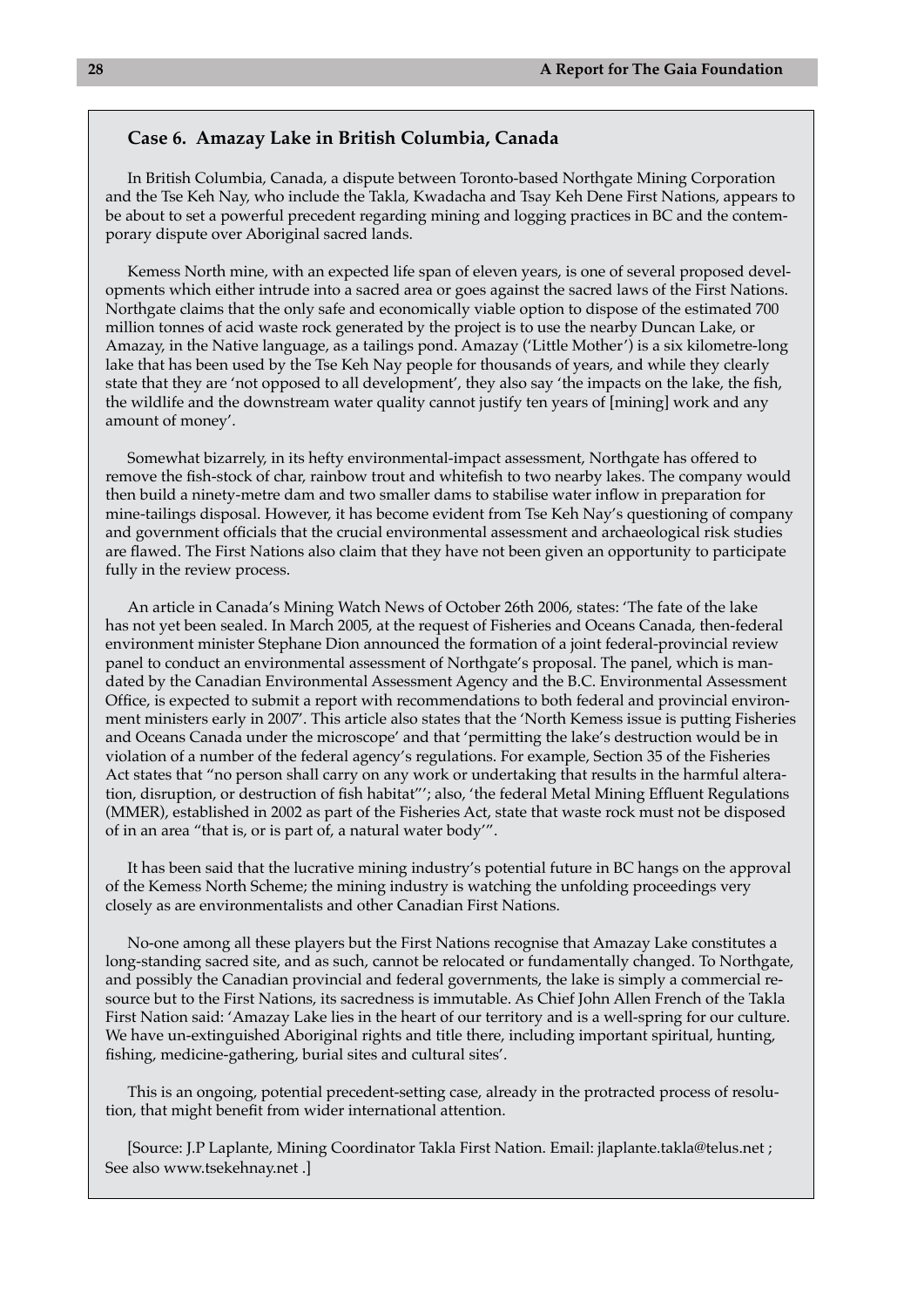### Case 6. Amazay Lake in British Columbia, Canada

In British Columbia, Canada, a dispute between Toronto-based Northgate Mining Corporation and the Tse Keh Nay, who include the Takla, Kwadacha and Tsay Keh Dene First Nations, appears to be about to set a powerful precedent regarding mining and logging practices in BC and the contemporary dispute over Aboriginal sacred lands.

Kemess North mine, with an expected life span of eleven years, is one of several proposed developments which either intrude into a sacred area or goes against the sacred laws of the First Nations. Northgate claims that the only safe and economically viable option to dispose of the estimated 700 million tonnes of acid waste rock generated by the project is to use the nearby Duncan Lake, or Amazay, in the Native language, as a tailings pond. Amazay ('Little Mother') is a six kilometre-long lake that has been used by the Tse Keh Nay people for thousands of years, and while they clearly state that they are 'not opposed to all development', they also say 'the impacts on the lake, the fish, the wildlife and the downstream water quality cannot justify ten years of [mining] work and any amount of money'.

Somewhat bizarrely, in its hefty environmental-impact assessment, Northgate has offered to remove the fish-stock of char, rainbow trout and whitefish to two nearby lakes. The company would then build a ninety-metre dam and two smaller dams to stabilise water inflow in preparation for mine-tailings disposal. However, it has become evident from Tse Keh Nay's questioning of company and government officials that the crucial environmental assessment and archaeological risk studies are flawed. The First Nations also claim that they have not been given an opportunity to participate fully in the review process.

An article in Canada's Mining Watch News of October 26th 2006, states: 'The fate of the lake has not yet been sealed. In March 2005, at the request of Fisheries and Oceans Canada, then-federal environment minister Stephane Dion announced the formation of a joint federal-provincial review panel to conduct an environmental assessment of Northgate's proposal. The panel, which is mandated by the Canadian Environmental Assessment Agency and the B.C. Environmental Assessment Office, is expected to submit a report with recommendations to both federal and provincial environment ministers early in 2007'. This article also states that the 'North Kemess issue is putting Fisheries and Oceans Canada under the microscope' and that 'permitting the lake's destruction would be in violation of a number of the federal agency's regulations. For example, Section 35 of the Fisheries Act states that "no person shall carry on any work or undertaking that results in the harmful alteration, disruption, or destruction of fish habitat"'; also, 'the federal Metal Mining Effluent Regulations (MMER), established in 2002 as part of the Fisheries Act, state that waste rock must not be disposed of in an area "that is, or is part of, a natural water body"'.

It has been said that the lucrative mining industry's potential future in BC hangs on the approval of the Kemess North Scheme; the mining industry is watching the unfolding proceedings very closely as are environmentalists and other Canadian First Nations.

No-one among all these players but the First Nations recognise that Amazay Lake constitutes a long-standing sacred site, and as such, cannot be relocated or fundamentally changed. To Northgate, and possibly the Canadian provincial and federal governments, the lake is simply a commercial resource but to the First Nations, its sacredness is immutable. As Chief John Allen French of the Takla First Nation said: 'Amazay Lake lies in the heart of our territory and is a well-spring for our culture. We have un-extinguished Aboriginal rights and title there, including important spiritual, hunting, fishing, medicine-gathering, burial sites and cultural sites'.

This is an ongoing, potential precedent-setting case, already in the protracted process of resolution, that might benefit from wider international attention.

[Source: J.P Laplante, Mining Coordinator Takla First Nation. Email: jlaplante.takla@telus.net ; See also www.tsekehnay.net .]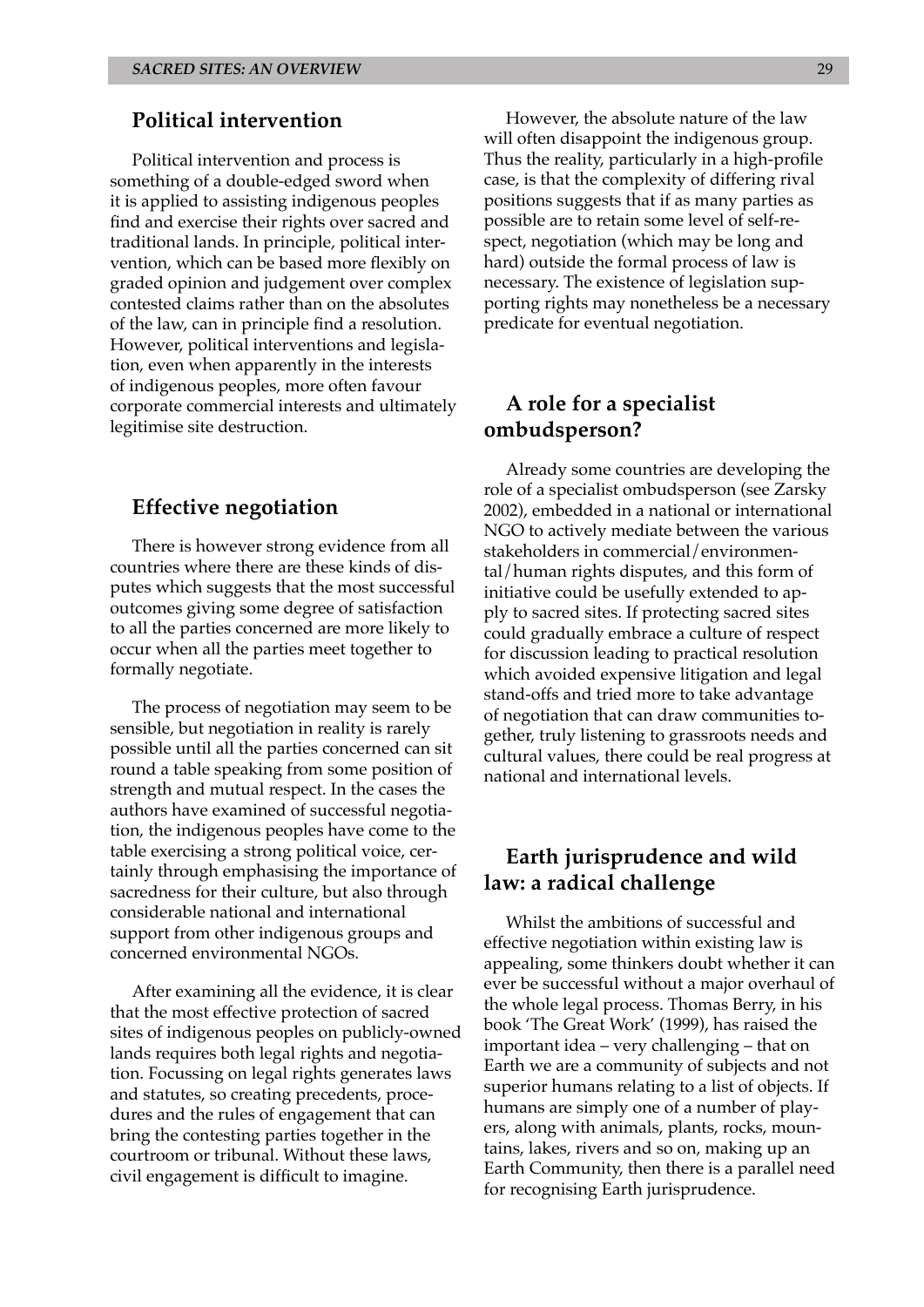## Political intervention

Political intervention and process is something of a double-edged sword when it is applied to assisting indigenous peoples find and exercise their rights over sacred and traditional lands. In principle, political intervention, which can be based more flexibly on graded opinion and judgement over complex contested claims rather than on the absolutes of the law, can in principle find a resolution. However, political interventions and legislation, even when apparently in the interests of indigenous peoples, more often favour corporate commercial interests and ultimately legitimise site destruction.

## Effective negotiation

There is however strong evidence from all countries where there are these kinds of disputes which suggests that the most successful outcomes giving some degree of satisfaction to all the parties concerned are more likely to occur when all the parties meet together to formally negotiate.

The process of negotiation may seem to be sensible, but negotiation in reality is rarely possible until all the parties concerned can sit round a table speaking from some position of strength and mutual respect. In the cases the authors have examined of successful negotiation, the indigenous peoples have come to the table exercising a strong political voice, certainly through emphasising the importance of sacredness for their culture, but also through considerable national and international support from other indigenous groups and concerned environmental NGOs.

After examining all the evidence, it is clear that the most effective protection of sacred sites of indigenous peoples on publicly-owned lands requires both legal rights and negotiation. Focussing on legal rights generates laws and statutes, so creating precedents, procedures and the rules of engagement that can bring the contesting parties together in the courtroom or tribunal. Without these laws, civil engagement is difficult to imagine.

However, the absolute nature of the law will often disappoint the indigenous group. Thus the reality, particularly in a high-profile case, is that the complexity of differing rival positions suggests that if as many parties as possible are to retain some level of self-respect, negotiation (which may be long and hard) outside the formal process of law is necessary. The existence of legislation supporting rights may nonetheless be a necessary predicate for eventual negotiation.

## A role for a specialist ombudsperson?

Already some countries are developing the role of a specialist ombudsperson (see Zarsky 2002), embedded in a national or international NGO to actively mediate between the various stakeholders in commercial/environmental/human rights disputes, and this form of initiative could be usefully extended to apply to sacred sites. If protecting sacred sites could gradually embrace a culture of respect for discussion leading to practical resolution which avoided expensive litigation and legal stand-offs and tried more to take advantage of negotiation that can draw communities together, truly listening to grassroots needs and cultural values, there could be real progress at national and international levels.

## Earth jurisprudence and wild law: a radical challenge

Whilst the ambitions of successful and effective negotiation within existing law is appealing, some thinkers doubt whether it can ever be successful without a major overhaul of the whole legal process. Thomas Berry, in his book 'The Great Work' (1999), has raised the important idea – very challenging – that on Earth we are a community of subjects and not superior humans relating to a list of objects. If humans are simply one of a number of players, along with animals, plants, rocks, mountains, lakes, rivers and so on, making up an Earth Community, then there is a parallel need for recognising Earth jurisprudence.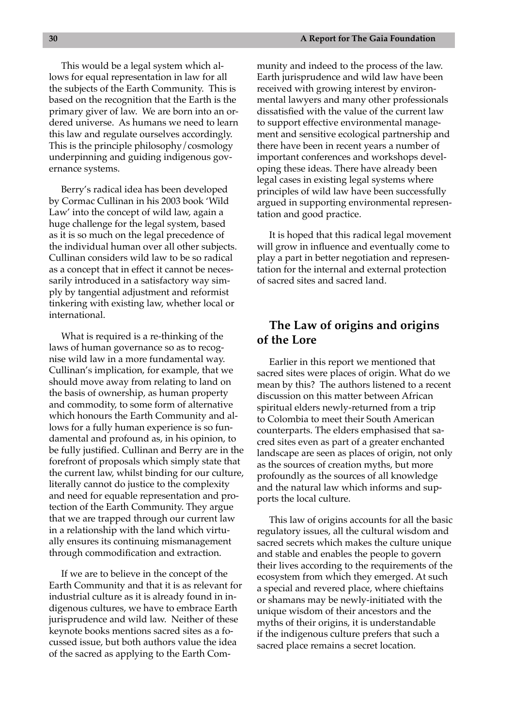This would be a legal system which allows for equal representation in law for all the subjects of the Earth Community. This is based on the recognition that the Earth is the primary giver of law. We are born into an ordered universe. As humans we need to learn this law and regulate ourselves accordingly. This is the principle philosophy/cosmology underpinning and guiding indigenous governance systems.

Berry's radical idea has been developed by Cormac Cullinan in his 2003 book 'Wild Law' into the concept of wild law, again a huge challenge for the legal system, based as it is so much on the legal precedence of the individual human over all other subjects. Cullinan considers wild law to be so radical as a concept that in effect it cannot be necessarily introduced in a satisfactory way simply by tangential adjustment and reformist tinkering with existing law, whether local or international.

What is required is a re-thinking of the laws of human governance so as to recognise wild law in a more fundamental way. Cullinan's implication, for example, that we should move away from relating to land on the basis of ownership, as human property and commodity, to some form of alternative which honours the Earth Community and allows for a fully human experience is so fundamental and profound as, in his opinion, to be fully justified. Cullinan and Berry are in the forefront of proposals which simply state that the current law, whilst binding for our culture, literally cannot do justice to the complexity and need for equable representation and protection of the Earth Community. They argue that we are trapped through our current law in a relationship with the land which virtually ensures its continuing mismanagement through commodification and extraction.

If we are to believe in the concept of the Earth Community and that it is as relevant for industrial culture as it is already found in indigenous cultures, we have to embrace Earth jurisprudence and wild law. Neither of these keynote books mentions sacred sites as a focussed issue, but both authors value the idea of the sacred as applying to the Earth Community and indeed to the process of the law. Earth jurisprudence and wild law have been received with growing interest by environmental lawyers and many other professionals dissatisfied with the value of the current law to support effective environmental management and sensitive ecological partnership and there have been in recent years a number of important conferences and workshops developing these ideas. There have already been legal cases in existing legal systems where principles of wild law have been successfully argued in supporting environmental representation and good practice.

It is hoped that this radical legal movement will grow in influence and eventually come to play a part in better negotiation and representation for the internal and external protection of sacred sites and sacred land.

## The Law of origins and origins of the Lore

Earlier in this report we mentioned that sacred sites were places of origin. What do we mean by this? The authors listened to a recent discussion on this matter between African spiritual elders newly-returned from a trip to Colombia to meet their South American counterparts. The elders emphasised that sacred sites even as part of a greater enchanted landscape are seen as places of origin, not only as the sources of creation myths, but more profoundly as the sources of all knowledge and the natural law which informs and supports the local culture.

This law of origins accounts for all the basic regulatory issues, all the cultural wisdom and sacred secrets which makes the culture unique and stable and enables the people to govern their lives according to the requirements of the ecosystem from which they emerged. At such a special and revered place, where chieftains or shamans may be newly-initiated with the unique wisdom of their ancestors and the myths of their origins, it is understandable if the indigenous culture prefers that such a sacred place remains a secret location.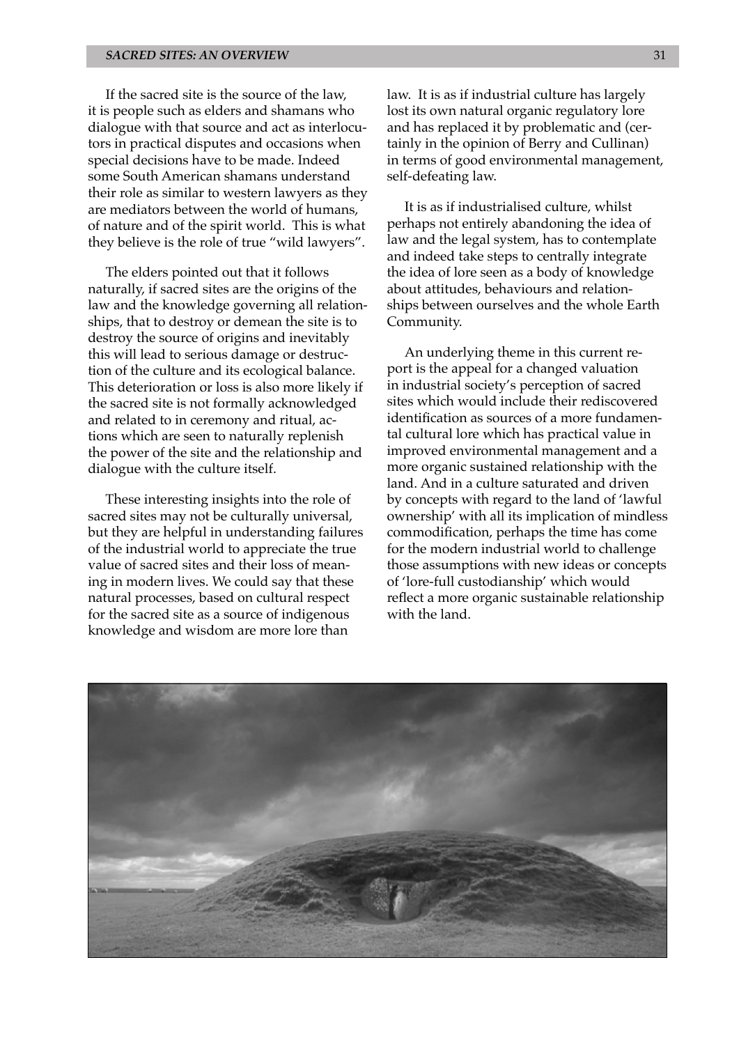If the sacred site is the source of the law, it is people such as elders and shamans who dialogue with that source and act as interlocutors in practical disputes and occasions when special decisions have to be made. Indeed some South American shamans understand their role as similar to western lawyers as they are mediators between the world of humans, of nature and of the spirit world. This is what they believe is the role of true "wild lawyers".

The elders pointed out that it follows naturally, if sacred sites are the origins of the law and the knowledge governing all relationships, that to destroy or demean the site is to destroy the source of origins and inevitably this will lead to serious damage or destruction of the culture and its ecological balance. This deterioration or loss is also more likely if the sacred site is not formally acknowledged and related to in ceremony and ritual, actions which are seen to naturally replenish the power of the site and the relationship and dialogue with the culture itself.

These interesting insights into the role of sacred sites may not be culturally universal, but they are helpful in understanding failures of the industrial world to appreciate the true value of sacred sites and their loss of meaning in modern lives. We could say that these natural processes, based on cultural respect for the sacred site as a source of indigenous knowledge and wisdom are more lore than law. It is as if industrial culture has largely lost its own natural organic regulatory lore and has replaced it by problematic and (certainly in the opinion of Berry and Cullinan) in terms of good environmental management, self-defeating law.

It is as if industrialised culture, whilst perhaps not entirely abandoning the idea of law and the legal system, has to contemplate and indeed take steps to centrally integrate the idea of lore seen as a body of knowledge about attitudes, behaviours and relationships between ourselves and the whole Earth Community.

An underlying theme in this current report is the appeal for a changed valuation in industrial society's perception of sacred sites which would include their rediscovered identification as sources of a more fundamental cultural lore which has practical value in improved environmental management and a more organic sustained relationship with the land. And in a culture saturated and driven by concepts with regard to the land of 'lawful ownership' with all its implication of mindless commodification, perhaps the time has come for the modern industrial world to challenge those assumptions with new ideas or concepts of 'lore-full custodianship' which would reflect a more organic sustainable relationship with the land.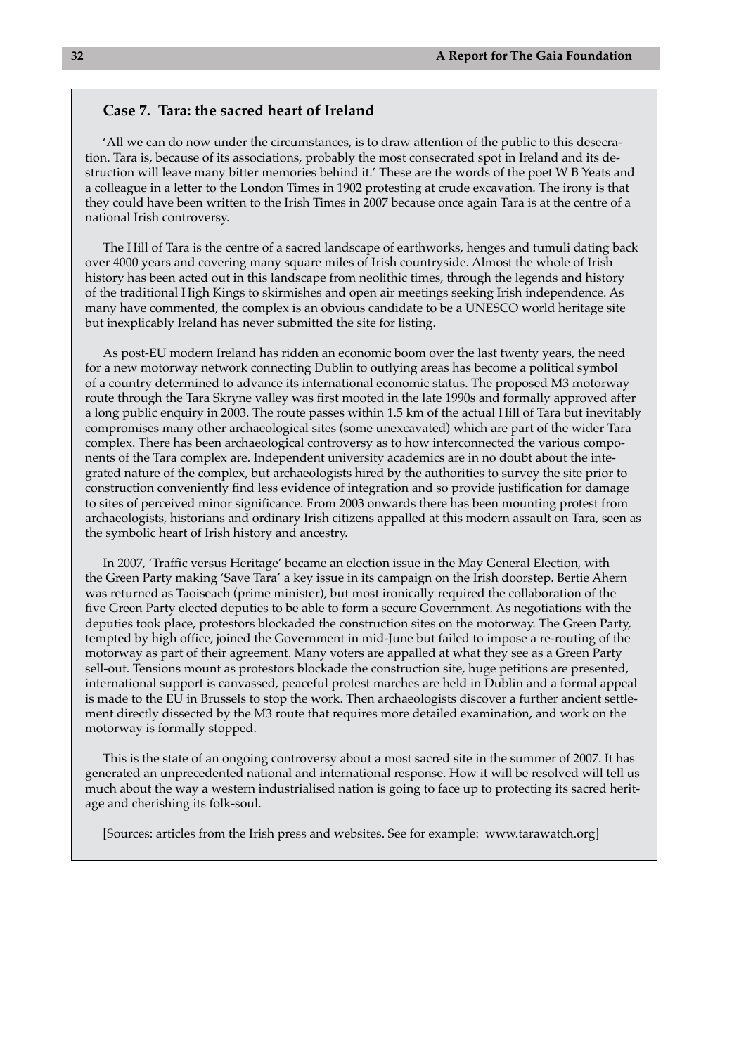### Case 7. Tara: the sacred heart of Ireland

'All we can do now under the circumstances, is to draw attention of the public to this desecration. Tara is, because of its associations, probably the most consecrated spot in Ireland and its destruction will leave many bitter memories behind it.' These are the words of the poet W B Yeats and a colleague in a letter to the London Times in 1902 protesting at crude excavation. The irony is that they could have been written to the Irish Times in 2007 because once again Tara is at the centre of a national Irish controversy.

The Hill of Tara is the centre of a sacred landscape of earthworks, henges and tumuli dating back over 4000 years and covering many square miles of Irish countryside. Almost the whole of Irish history has been acted out in this landscape from neolithic times, through the legends and history of the traditional High Kings to skirmishes and open air meetings seeking Irish independence. As many have commented, the complex is an obvious candidate to be a UNESCO world heritage site but inexplicably Ireland has never submitted the site for listing.

As post-EU modern Ireland has ridden an economic boom over the last twenty years, the need for a new motorway network connecting Dublin to outlying areas has become a political symbol of a country determined to advance its international economic status. The proposed M3 motorway route through the Tara Skryne valley was first mooted in the late 1990s and formally approved after a long public enquiry in 2003. The route passes within 1.5 km of the actual Hill of Tara but inevitably compromises many other archaeological sites (some unexcavated) which are part of the wider Tara complex. There has been archaeological controversy as to how interconnected the various components of the Tara complex are. Independent university academics are in no doubt about the integrated nature of the complex, but archaeologists hired by the authorities to survey the site prior to construction conveniently find less evidence of integration and so provide justification for damage to sites of perceived minor significance. From 2003 onwards there has been mounting protest from archaeologists, historians and ordinary Irish citizens appalled at this modern assault on Tara, seen as the symbolic heart of Irish history and ancestry.

In 2007, 'Traffic versus Heritage' became an election issue in the May General Election, with the Green Party making 'Save Tara' a key issue in its campaign on the Irish doorstep. Bertie Ahern was returned as Taoiseach (prime minister), but most ironically required the collaboration of the five Green Party elected deputies to be able to form a secure Government. As negotiations with the deputies took place, protestors blockaded the construction sites on the motorway. The Green Party, tempted by high office, joined the Government in mid-June but failed to impose a re-routing of the motorway as part of their agreement. Many voters are appalled at what they see as a Green Party sell-out. Tensions mount as protestors blockade the construction site, huge petitions are presented, international support is canvassed, peaceful protest marches are held in Dublin and a formal appeal is made to the EU in Brussels to stop the work. Then archaeologists discover a further ancient settlement directly dissected by the M3 route that requires more detailed examination, and work on the motorway is formally stopped.

This is the state of an ongoing controversy about a most sacred site in the summer of 2007. It has generated an unprecedented national and international response. How it will be resolved will tell us much about the way a western industrialised nation is going to face up to protecting its sacred heritage and cherishing its folk-soul.

[Sources: articles from the Irish press and websites. See for example: www.tarawatch.org]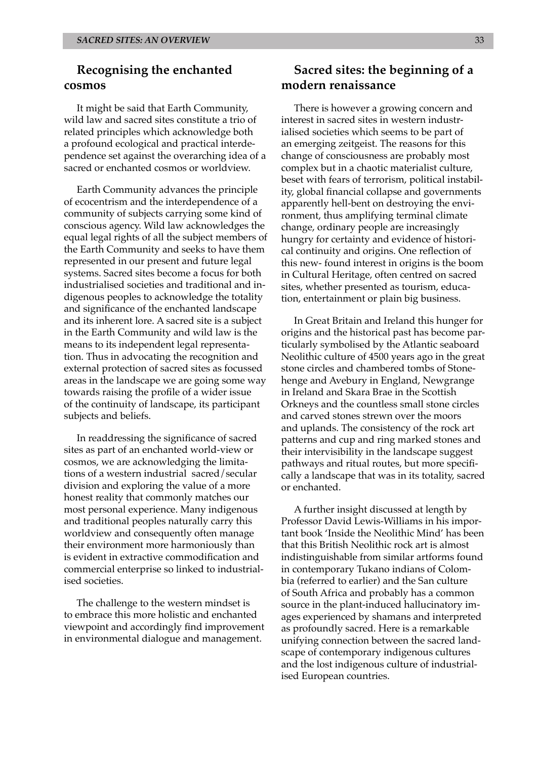## Recognising the enchanted cosmos

It might be said that Earth Community, wild law and sacred sites constitute a trio of related principles which acknowledge both a profound ecological and practical interdependence set against the overarching idea of a sacred or enchanted cosmos or worldview.

Earth Community advances the principle of ecocentrism and the interdependence of a community of subjects carrying some kind of conscious agency. Wild law acknowledges the equal legal rights of all the subject members of the Earth Community and seeks to have them represented in our present and future legal systems. Sacred sites become a focus for both industrialised societies and traditional and indigenous peoples to acknowledge the totality and significance of the enchanted landscape and its inherent lore. A sacred site is a subject in the Earth Community and wild law is the means to its independent legal representation. Thus in advocating the recognition and external protection of sacred sites as focussed areas in the landscape we are going some way towards raising the profile of a wider issue of the continuity of landscape, its participant subjects and beliefs.

In readdressing the significance of sacred sites as part of an enchanted world-view or cosmos, we are acknowledging the limitations of a western industrial sacred/secular division and exploring the value of a more honest reality that commonly matches our most personal experience. Many indigenous and traditional peoples naturally carry this worldview and consequently often manage their environment more harmoniously than is evident in extractive commodification and commercial enterprise so linked to industrialised societies.

The challenge to the western mindset is to embrace this more holistic and enchanted viewpoint and accordingly find improvement in environmental dialogue and management.

## Sacred sites: the beginning of a modern renaissance

There is however a growing concern and interest in sacred sites in western industrialised societies which seems to be part of an emerging zeitgeist. The reasons for this change of consciousness are probably most complex but in a chaotic materialist culture, beset with fears of terrorism, political instability, global financial collapse and governments apparently hell-bent on destroying the environment, thus amplifying terminal climate change, ordinary people are increasingly hungry for certainty and evidence of historical continuity and origins. One reflection of this new- found interest in origins is the boom in Cultural Heritage, often centred on sacred sites, whether presented as tourism, education, entertainment or plain big business.

In Great Britain and Ireland this hunger for origins and the historical past has become particularly symbolised by the Atlantic seaboard Neolithic culture of 4500 years ago in the great stone circles and chambered tombs of Stonehenge and Avebury in England, Newgrange in Ireland and Skara Brae in the Scottish Orkneys and the countless small stone circles and carved stones strewn over the moors and uplands. The consistency of the rock art patterns and cup and ring marked stones and their intervisibility in the landscape suggest pathways and ritual routes, but more specifically a landscape that was in its totality, sacred or enchanted.

A further insight discussed at length by Professor David Lewis-Williams in his important book 'Inside the Neolithic Mind' has been that this British Neolithic rock art is almost indistinguishable from similar artforms found in contemporary Tukano indians of Colombia (referred to earlier) and the San culture of South Africa and probably has a common source in the plant-induced hallucinatory images experienced by shamans and interpreted as profoundly sacred. Here is a remarkable unifying connection between the sacred landscape of contemporary indigenous cultures and the lost indigenous culture of industrialised European countries.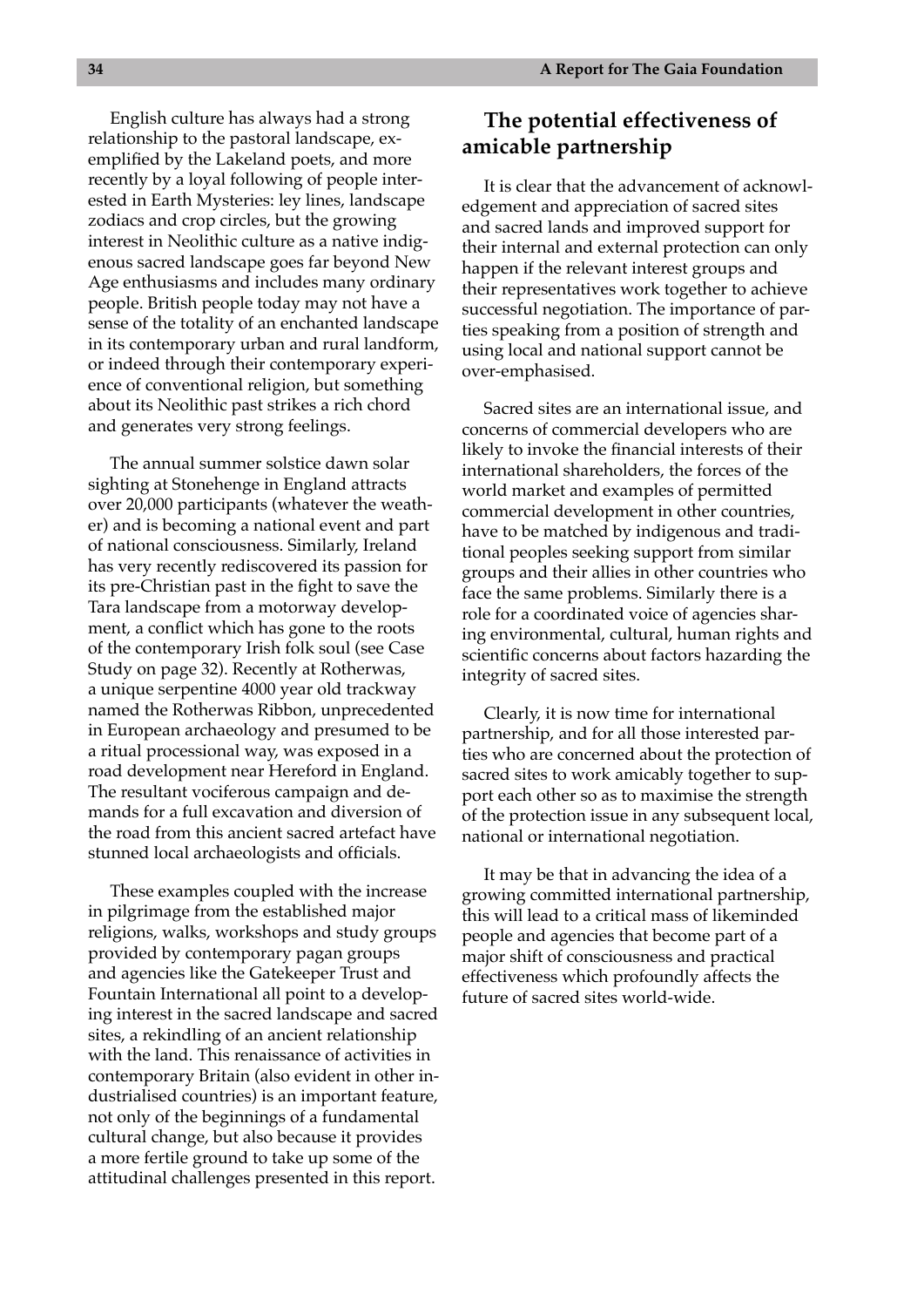English culture has always had a strong relationship to the pastoral landscape, exemplified by the Lakeland poets, and more recently by a loyal following of people interested in Earth Mysteries: ley lines, landscape zodiacs and crop circles, but the growing interest in Neolithic culture as a native indigenous sacred landscape goes far beyond New Age enthusiasms and includes many ordinary people. British people today may not have a sense of the totality of an enchanted landscape in its contemporary urban and rural landform, or indeed through their contemporary experience of conventional religion, but something about its Neolithic past strikes a rich chord and generates very strong feelings.

The annual summer solstice dawn solar sighting at Stonehenge in England attracts over 20,000 participants (whatever the weather) and is becoming a national event and part of national consciousness. Similarly, Ireland has very recently rediscovered its passion for its pre-Christian past in the fight to save the Tara landscape from a motorway development, a conflict which has gone to the roots of the contemporary Irish folk soul (see Case Study on page 32). Recently at Rotherwas, a unique serpentine 4000 year old trackway named the Rotherwas Ribbon, unprecedented in European archaeology and presumed to be a ritual processional way, was exposed in a road development near Hereford in England. The resultant vociferous campaign and demands for a full excavation and diversion of the road from this ancient sacred artefact have stunned local archaeologists and officials.

These examples coupled with the increase in pilgrimage from the established major religions, walks, workshops and study groups provided by contemporary pagan groups and agencies like the Gatekeeper Trust and Fountain International all point to a developing interest in the sacred landscape and sacred sites, a rekindling of an ancient relationship with the land. This renaissance of activities in contemporary Britain (also evident in other industrialised countries) is an important feature, not only of the beginnings of a fundamental cultural change, but also because it provides a more fertile ground to take up some of the attitudinal challenges presented in this report.

## The potential effectiveness of amicable partnership

It is clear that the advancement of acknowledgement and appreciation of sacred sites and sacred lands and improved support for their internal and external protection can only happen if the relevant interest groups and their representatives work together to achieve successful negotiation. The importance of parties speaking from a position of strength and using local and national support cannot be over-emphasised.

Sacred sites are an international issue, and concerns of commercial developers who are likely to invoke the financial interests of their international shareholders, the forces of the world market and examples of permitted commercial development in other countries, have to be matched by indigenous and traditional peoples seeking support from similar groups and their allies in other countries who face the same problems. Similarly there is a role for a coordinated voice of agencies sharing environmental, cultural, human rights and scientific concerns about factors hazarding the integrity of sacred sites.

Clearly, it is now time for international partnership, and for all those interested parties who are concerned about the protection of sacred sites to work amicably together to support each other so as to maximise the strength of the protection issue in any subsequent local, national or international negotiation.

It may be that in advancing the idea of a growing committed international partnership, this will lead to a critical mass of likeminded people and agencies that become part of a major shift of consciousness and practical effectiveness which profoundly affects the future of sacred sites world-wide.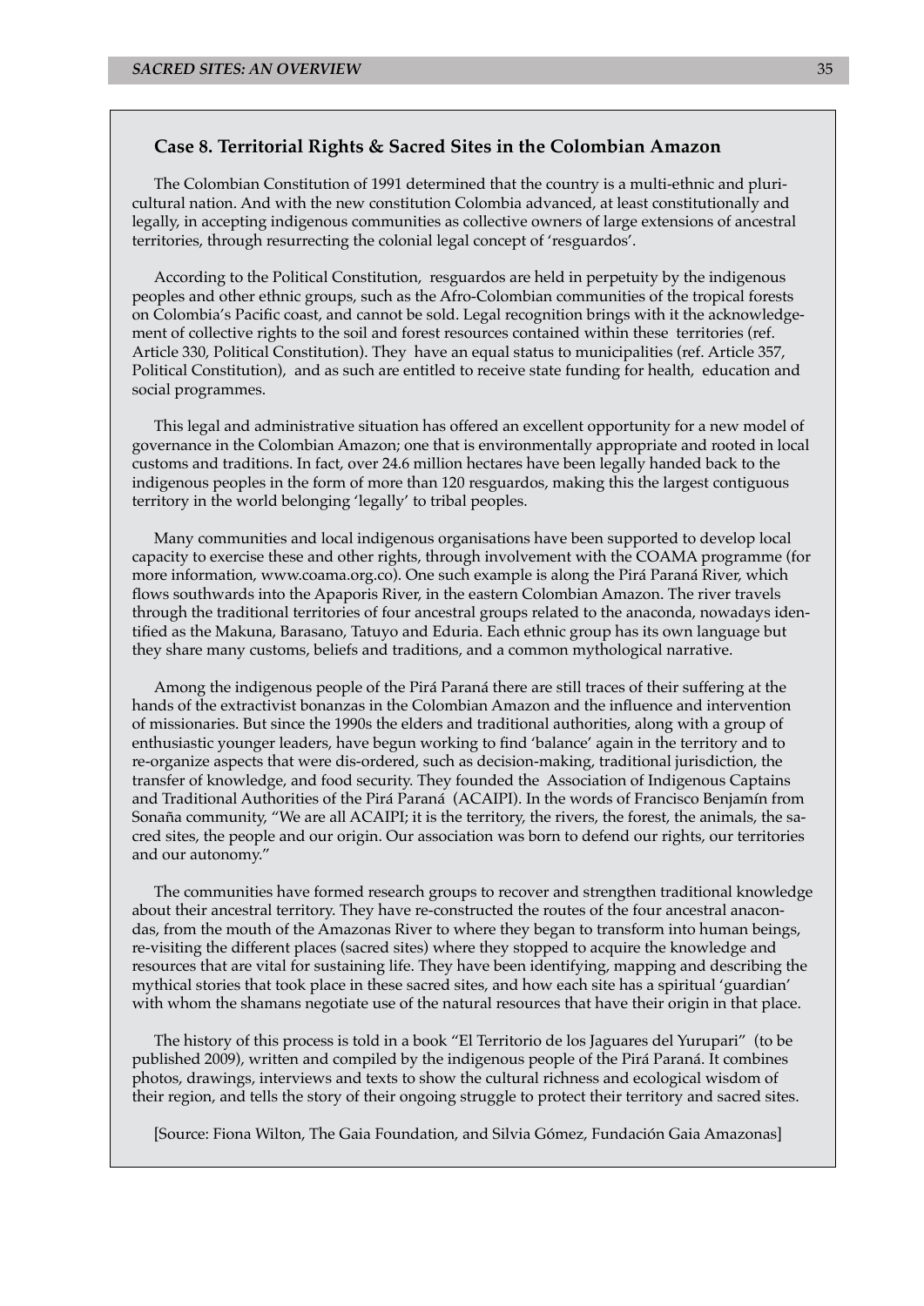### Case 8. Territorial Rights & Sacred Sites in the Colombian Amazon

The Colombian Constitution of 1991 determined that the country is a multi-ethnic and pluricultural nation. And with the new constitution Colombia advanced, at least constitutionally and legally, in accepting indigenous communities as collective owners of large extensions of ancestral territories, through resurrecting the colonial legal concept of 'resguardos'.

According to the Political Constitution, resguardos are held in perpetuity by the indigenous peoples and other ethnic groups, such as the Afro-Colombian communities of the tropical forests on Colombia's Pacific coast, and cannot be sold. Legal recognition brings with it the acknowledgement of collective rights to the soil and forest resources contained within these territories (ref. Article 330, Political Constitution). They have an equal status to municipalities (ref. Article 357, Political Constitution), and as such are entitled to receive state funding for health, education and social programmes.

This legal and administrative situation has offered an excellent opportunity for a new model of governance in the Colombian Amazon; one that is environmentally appropriate and rooted in local customs and traditions. In fact, over 24.6 million hectares have been legally handed back to the indigenous peoples in the form of more than 120 resguardos, making this the largest contiguous territory in the world belonging 'legally' to tribal peoples.

Many communities and local indigenous organisations have been supported to develop local capacity to exercise these and other rights, through involvement with the COAMA programme (for more information, www.coama.org.co). One such example is along the Pirá Paraná River, which flows southwards into the Apaporis River, in the eastern Colombian Amazon. The river travels through the traditional territories of four ancestral groups related to the anaconda, nowadays identified as the Makuna, Barasano, Tatuyo and Eduria. Each ethnic group has its own language but they share many customs, beliefs and traditions, and a common mythological narrative.

Among the indigenous people of the Pirá Paraná there are still traces of their suffering at the hands of the extractivist bonanzas in the Colombian Amazon and the influence and intervention of missionaries. But since the 1990s the elders and traditional authorities, along with a group of enthusiastic younger leaders, have begun working to find 'balance' again in the territory and to re-organize aspects that were dis-ordered, such as decision-making, traditional jurisdiction, the transfer of knowledge, and food security. They founded the Association of Indigenous Captains and Traditional Authorities of the Pirá Paraná (ACAIPI). In the words of Francisco Benjamín from Sonaña community, "We are all ACAIPI; it is the territory, the rivers, the forest, the animals, the sacred sites, the people and our origin. Our association was born to defend our rights, our territories and our autonomy."

The communities have formed research groups to recover and strengthen traditional knowledge about their ancestral territory. They have re-constructed the routes of the four ancestral anacondas, from the mouth of the Amazonas River to where they began to transform into human beings, re-visiting the different places (sacred sites) where they stopped to acquire the knowledge and resources that are vital for sustaining life. They have been identifying, mapping and describing the mythical stories that took place in these sacred sites, and how each site has a spiritual 'guardian' with whom the shamans negotiate use of the natural resources that have their origin in that place.

The history of this process is told in a book "El Territorio de los Jaguares del Yurupari" (to be published 2009), written and compiled by the indigenous people of the Pirá Paraná. It combines photos, drawings, interviews and texts to show the cultural richness and ecological wisdom of their region, and tells the story of their ongoing struggle to protect their territory and sacred sites.

[Source: Fiona Wilton, The Gaia Foundation, and Silvia Gómez, Fundación Gaia Amazonas]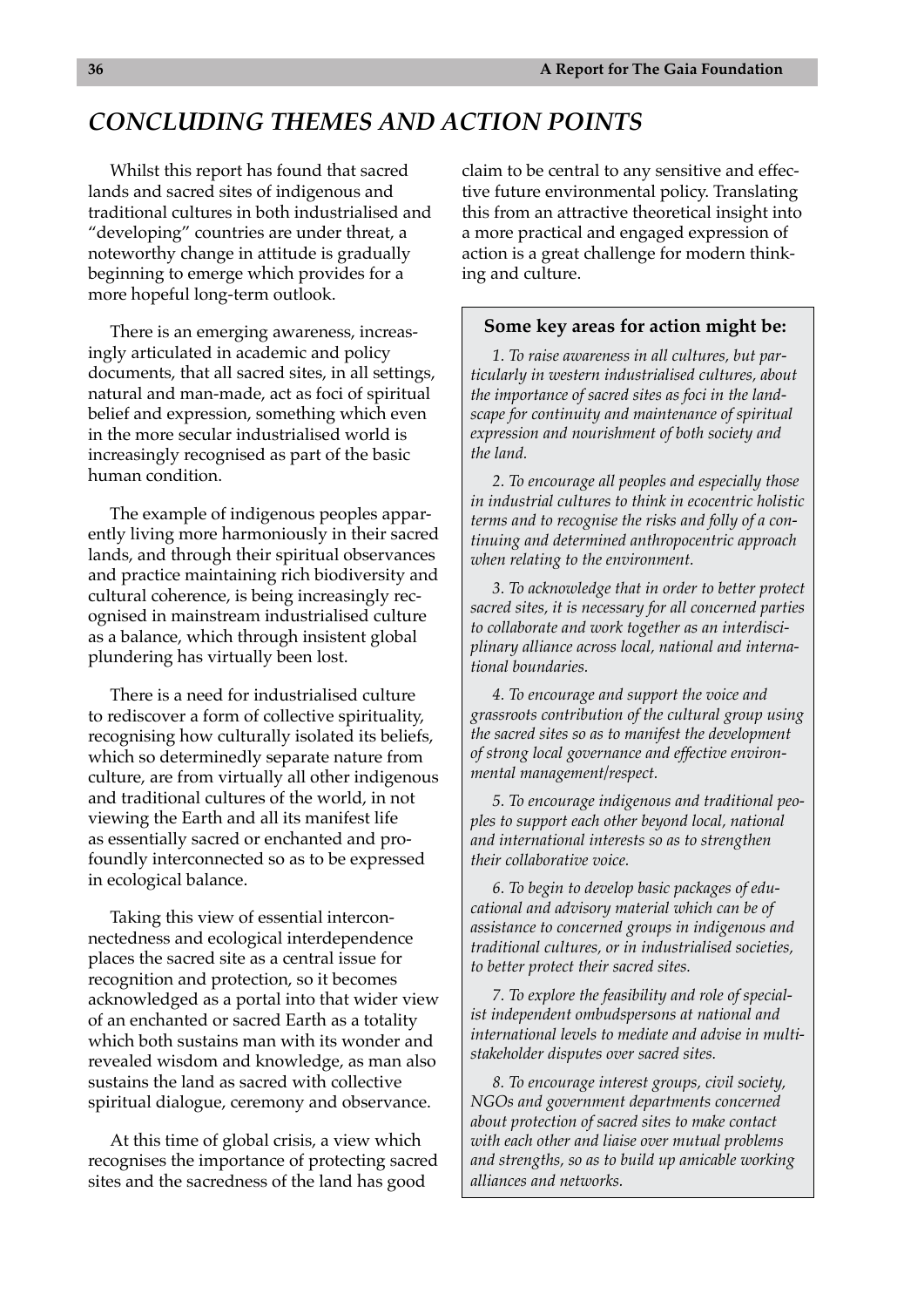# *CONCLUDING THEMES AND ACTION POINTS*

Whilst this report has found that sacred lands and sacred sites of indigenous and traditional cultures in both industrialised and "developing" countries are under threat, a noteworthy change in attitude is gradually beginning to emerge which provides for a more hopeful long-term outlook.

There is an emerging awareness, increasingly articulated in academic and policy documents, that all sacred sites, in all settings, natural and man-made, act as foci of spiritual belief and expression, something which even in the more secular industrialised world is increasingly recognised as part of the basic human condition.

The example of indigenous peoples apparently living more harmoniously in their sacred lands, and through their spiritual observances and practice maintaining rich biodiversity and cultural coherence, is being increasingly recognised in mainstream industrialised culture as a balance, which through insistent global plundering has virtually been lost.

There is a need for industrialised culture to rediscover a form of collective spirituality, recognising how culturally isolated its beliefs, which so determinedly separate nature from culture, are from virtually all other indigenous and traditional cultures of the world, in not viewing the Earth and all its manifest life as essentially sacred or enchanted and profoundly interconnected so as to be expressed in ecological balance.

Taking this view of essential interconnectedness and ecological interdependence places the sacred site as a central issue for recognition and protection, so it becomes acknowledged as a portal into that wider view of an enchanted or sacred Earth as a totality which both sustains man with its wonder and revealed wisdom and knowledge, as man also sustains the land as sacred with collective spiritual dialogue, ceremony and observance.

At this time of global crisis, a view which recognises the importance of protecting sacred sites and the sacredness of the land has good claim to be central to any sensitive and effective future environmental policy. Translating this from an attractive theoretical insight into a more practical and engaged expression of action is a great challenge for modern thinking and culture.

**Some key areas for action might be:**

*1. To raise awareness in all cultures, but particularly in western industrialised cultures, about the importance of sacred sites as foci in the landscape for continuity and maintenance of spiritual expression and nourishment of both society and the land.*

*2. To encourage all peoples and especially those in industrial cultures to think in ecocentric holistic terms and to recognise the risks and folly of a continuing and determined anthropocentric approach when relating to the environment.*

*3. To acknowledge that in order to better protect sacred sites, it is necessary for all concerned parties to collaborate and work together as an interdisciplinary alliance across local, national and international boundaries.*

*4. To encourage and support the voice and grassroots contribution of the cultural group using the sacred sites so as to manifest the development of strong local governance and effective environmental management/respect.*

*5. To encourage indigenous and traditional peoples to support each other beyond local, national and international interests so as to strengthen their collaborative voice.*

*6. To begin to develop basic packages of educational and advisory material which can be of assistance to concerned groups in indigenous and traditional cultures, or in industrialised societies, to better protect their sacred sites.*

*7. To explore the feasibility and role of specialist independent ombudspersons at national and international levels to mediate and advise in multistakeholder disputes over sacred sites.*

*8. To encourage interest groups, civil society, NGOs and government departments concerned about protection of sacred sites to make contact with each other and liaise over mutual problems and strengths, so as to build up amicable working alliances and networks.*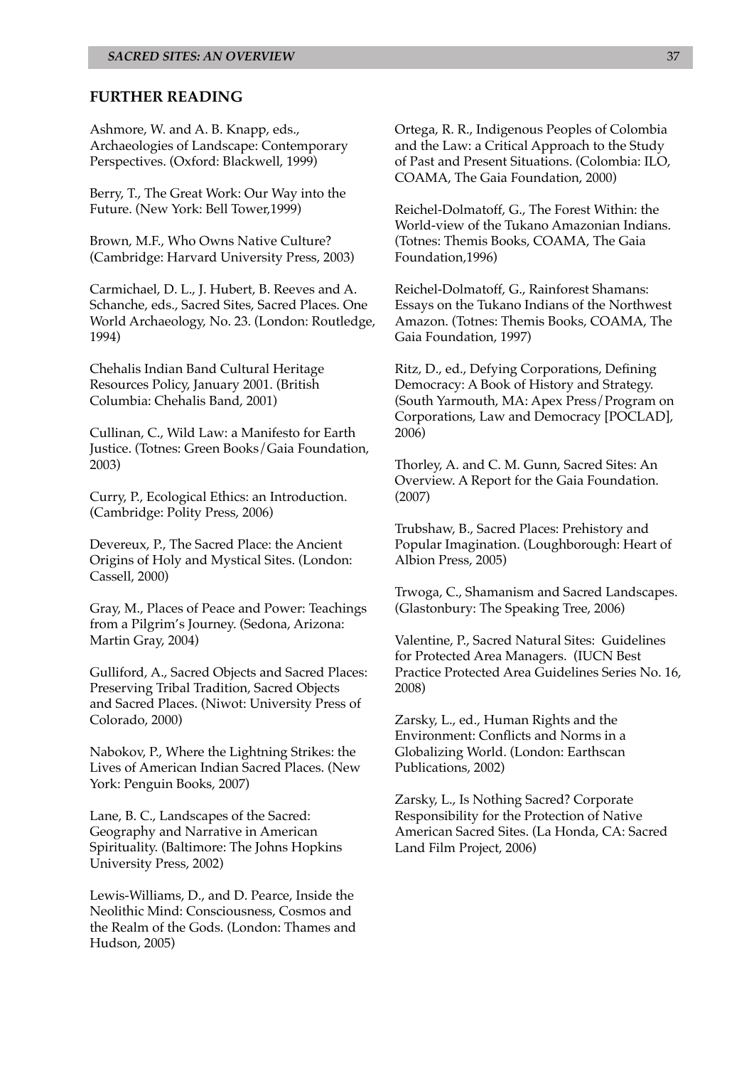## FURTHER READING

Ashmore, W. and A. B. Knapp, eds., Archaeologies of Landscape: Contemporary Perspectives. (Oxford: Blackwell, 1999)

Berry, T., The Great Work: Our Way into the Future. (New York: Bell Tower,1999)

Brown, M.F., Who Owns Native Culture? (Cambridge: Harvard University Press, 2003)

Carmichael, D. L., J. Hubert, B. Reeves and A. Schanche, eds., Sacred Sites, Sacred Places. One World Archaeology, No. 23. (London: Routledge, 1994)

Chehalis Indian Band Cultural Heritage Resources Policy, January 2001. (British Columbia: Chehalis Band, 2001)

Cullinan, C., Wild Law: a Manifesto for Earth Justice. (Totnes: Green Books/Gaia Foundation, 2003)

Curry, P., Ecological Ethics: an Introduction. (Cambridge: Polity Press, 2006)

Devereux, P., The Sacred Place: the Ancient Origins of Holy and Mystical Sites. (London: Cassell, 2000)

Gray, M., Places of Peace and Power: Teachings from a Pilgrim's Journey. (Sedona, Arizona: Martin Gray, 2004)

Gulliford, A., Sacred Objects and Sacred Places: Preserving Tribal Tradition, Sacred Objects and Sacred Places. (Niwot: University Press of Colorado, 2000)

Nabokov, P., Where the Lightning Strikes: the Lives of American Indian Sacred Places. (New York: Penguin Books, 2007)

Lane, B. C., Landscapes of the Sacred: Geography and Narrative in American Spirituality. (Baltimore: The Johns Hopkins University Press, 2002)

Lewis-Williams, D., and D. Pearce, Inside the Neolithic Mind: Consciousness, Cosmos and the Realm of the Gods. (London: Thames and Hudson, 2005)

Ortega, R. R., Indigenous Peoples of Colombia and the Law: a Critical Approach to the Study of Past and Present Situations. (Colombia: ILO, COAMA, The Gaia Foundation, 2000)

Reichel-Dolmatoff, G., The Forest Within: the World-view of the Tukano Amazonian Indians. (Totnes: Themis Books, COAMA, The Gaia Foundation,1996)

Reichel-Dolmatoff, G., Rainforest Shamans: Essays on the Tukano Indians of the Northwest Amazon. (Totnes: Themis Books, COAMA, The Gaia Foundation, 1997)

Ritz, D., ed., Defying Corporations, Defining Democracy: A Book of History and Strategy. (South Yarmouth, MA: Apex Press/Program on Corporations, Law and Democracy [POCLAD], 2006)

Thorley, A. and C. M. Gunn, Sacred Sites: An Overview. A Report for the Gaia Foundation. (2007)

Trubshaw, B., Sacred Places: Prehistory and Popular Imagination. (Loughborough: Heart of Albion Press, 2005)

Trwoga, C., Shamanism and Sacred Landscapes. (Glastonbury: The Speaking Tree, 2006)

Valentine, P., Sacred Natural Sites: Guidelines for Protected Area Managers. (IUCN Best Practice Protected Area Guidelines Series No. 16, 2008)

Zarsky, L., ed., Human Rights and the Environment: Conflicts and Norms in a Globalizing World. (London: Earthscan Publications, 2002)

Zarsky, L., Is Nothing Sacred? Corporate Responsibility for the Protection of Native American Sacred Sites. (La Honda, CA: Sacred Land Film Project, 2006)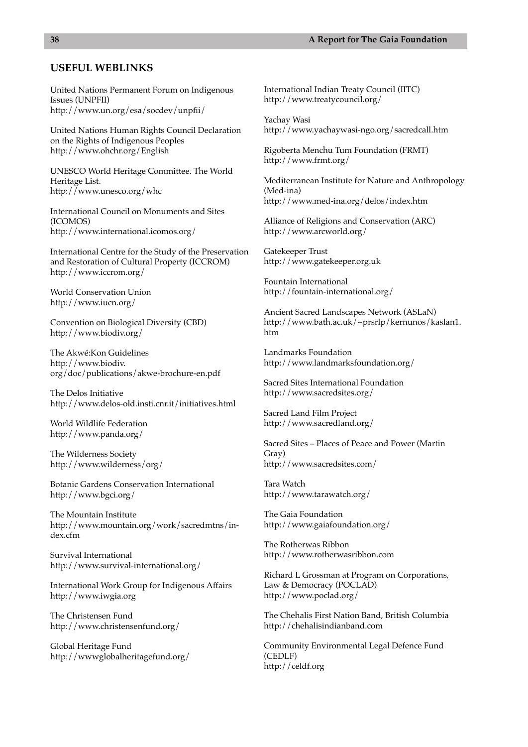## USEFUL WEBLINKS

United Nations Permanent Forum on Indigenous Issues (UNPFII)
http://www.un.org/esa/socdev/unpfii/

United Nations Human Rights Council Declaration on the Rights of Indigenous Peoples
http://www.ohchr.org/English

UNESCO World Heritage Committee. The World Heritage List.
http://www.unesco.org/whc

International Council on Monuments and Sites (ICOMOS)
http://www.international.icomos.org/

International Centre for the Study of the Preservation and Restoration of Cultural Property (ICCROM)
http://www.iccrom.org/

World Conservation Union
http://www.iucn.org/

Convention on Biological Diversity (CBD)
http://www.biodiv.org/

The Akwé:Kon Guidelines
http://www.biodiv.org/doc/publications/akwe-brochure-en.pdf

The Delos Initiative
http://www.delos-old.insti.cnr.it/initiatives.html

World Wildlife Federation
http://www.panda.org/

The Wilderness Society
http://www.wilderness/org/

Botanic Gardens Conservation International
http://www.bgci.org/

The Mountain Institute
http://www.mountain.org/work/sacredmtns/index.cfm

Survival International
http://www.survival-international.org/

International Work Group for Indigenous Affairs
http://www.iwgia.org

The Christensen Fund
http://www.christensenfund.org/

Global Heritage Fund
http://wwwglobalheritagefund.org/

International Indian Treaty Council (IITC)
http://www.treatycouncil.org/

Yachay Wasi
http://www.yachaywasi-ngo.org/sacredcall.htm

Rigoberta Menchu Tum Foundation (FRMT)
http://www.frmt.org/

Mediterranean Institute for Nature and Anthropology (Med-ina)
http://www.med-ina.org/delos/index.htm

Alliance of Religions and Conservation (ARC)
http://www.arcworld.org/

Gatekeeper Trust
http://www.gatekeeper.org.uk

Fountain International
http://fountain-international.org/

Ancient Sacred Landscapes Network (ASLaN)
http://www.bath.ac.uk/~prsrlp/kernunos/kaslan1.htm

Landmarks Foundation
http://www.landmarksfoundation.org/

Sacred Sites International Foundation
http://www.sacredsites.org/

Sacred Land Film Project
http://www.sacredland.org/

Sacred Sites – Places of Peace and Power (Martin Gray)
http://www.sacredsites.com/

Tara Watch
http://www.tarawatch.org/

The Gaia Foundation
http://www.gaiafoundation.org/

The Rotherwas Ribbon
http://www.rotherwasribbon.com

Richard L Grossman at Program on Corporations, Law & Democracy (POCLAD)
http://www.poclad.org/

The Chehalis First Nation Band, British Columbia
http://chehalisindianband.com

Community Environmental Legal Defence Fund (CEDLF)
http://celdf.org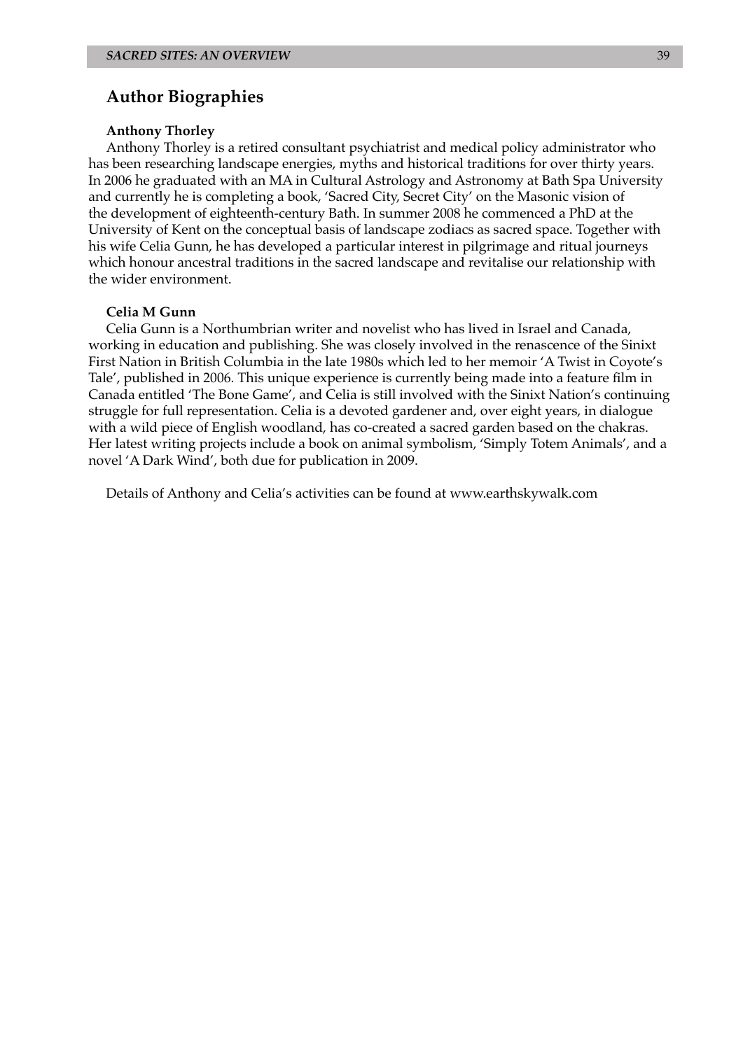## Author Biographies

**Anthony Thorley**

Anthony Thorley is a retired consultant psychiatrist and medical policy administrator who has been researching landscape energies, myths and historical traditions for over thirty years. In 2006 he graduated with an MA in Cultural Astrology and Astronomy at Bath Spa University and currently he is completing a book, 'Sacred City, Secret City' on the Masonic vision of the development of eighteenth-century Bath. In summer 2008 he commenced a PhD at the University of Kent on the conceptual basis of landscape zodiacs as sacred space. Together with his wife Celia Gunn, he has developed a particular interest in pilgrimage and ritual journeys which honour ancestral traditions in the sacred landscape and revitalise our relationship with the wider environment.

**Celia M Gunn**

Celia Gunn is a Northumbrian writer and novelist who has lived in Israel and Canada, working in education and publishing. She was closely involved in the renascence of the Sinixt First Nation in British Columbia in the late 1980s which led to her memoir 'A Twist in Coyote's Tale', published in 2006. This unique experience is currently being made into a feature film in Canada entitled 'The Bone Game', and Celia is still involved with the Sinixt Nation's continuing struggle for full representation. Celia is a devoted gardener and, over eight years, in dialogue with a wild piece of English woodland, has co-created a sacred garden based on the chakras. Her latest writing projects include a book on animal symbolism, 'Simply Totem Animals', and a novel 'A Dark Wind', both due for publication in 2009.

Details of Anthony and Celia's activities can be found at www.earthskywalk.com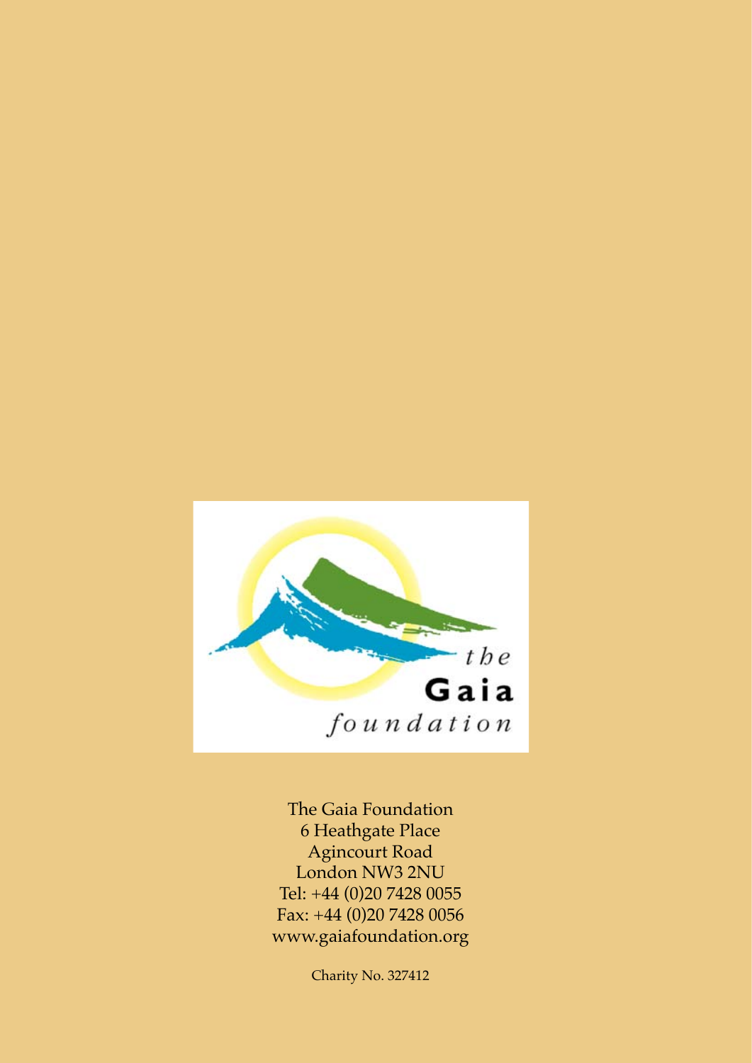*the*
**Gaia**
*foundation*

The Gaia Foundation
6 Heathgate Place
Agincourt Road
London NW3 2NU
Tel: +44 (0)20 7428 0055
Fax: +44 (0)20 7428 0056
www.gaiafoundation.org

Charity No. 327412